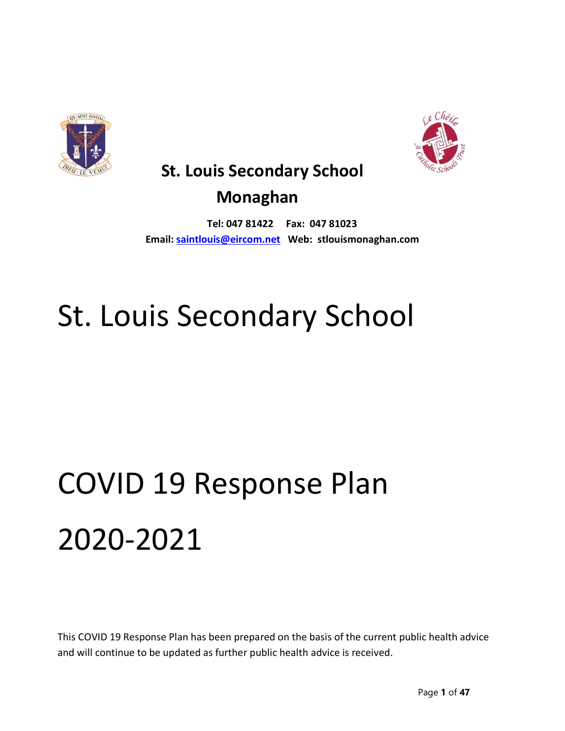**St. Louis Secondary School**

**Monaghan**

**Tel: 047 81422 Fax: 047 81023**

**Email: saintlouis@eircom.net Web: stlouismonaghan.com**

# St. Louis Secondary School

# COVID 19 Response Plan

# 2020-2021

This COVID 19 Response Plan has been prepared on the basis of the current public health advice and will continue to be updated as further public health advice is received.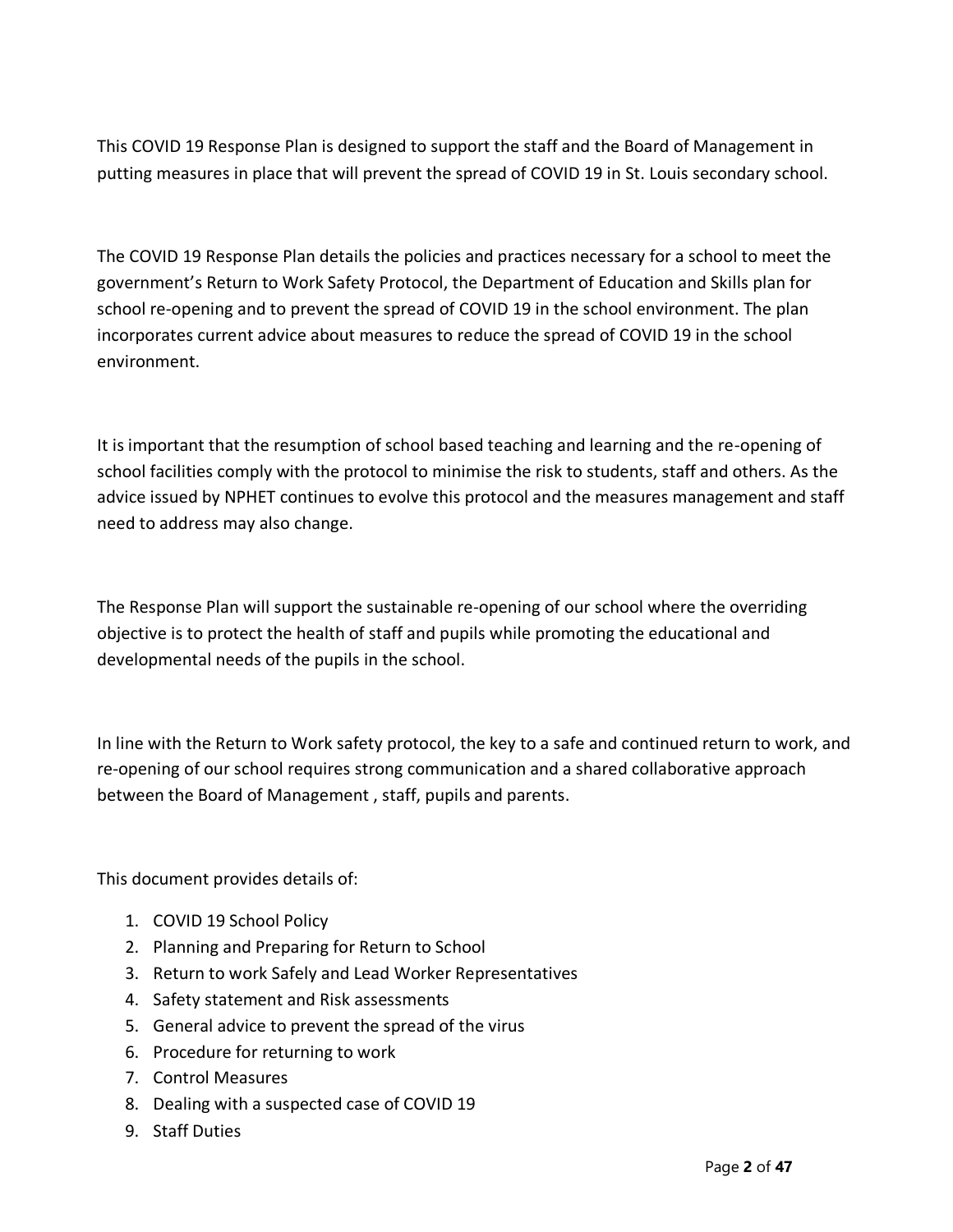This COVID 19 Response Plan is designed to support the staff and the Board of Management in putting measures in place that will prevent the spread of COVID 19 in St. Louis secondary school.

The COVID 19 Response Plan details the policies and practices necessary for a school to meet the government's Return to Work Safety Protocol, the Department of Education and Skills plan for school re-opening and to prevent the spread of COVID 19 in the school environment. The plan incorporates current advice about measures to reduce the spread of COVID 19 in the school environment.

It is important that the resumption of school based teaching and learning and the re-opening of school facilities comply with the protocol to minimise the risk to students, staff and others. As the advice issued by NPHET continues to evolve this protocol and the measures management and staff need to address may also change.

The Response Plan will support the sustainable re-opening of our school where the overriding objective is to protect the health of staff and pupils while promoting the educational and developmental needs of the pupils in the school.

In line with the Return to Work safety protocol, the key to a safe and continued return to work, and re-opening of our school requires strong communication and a shared collaborative approach between the Board of Management , staff, pupils and parents.

This document provides details of:

1. COVID 19 School Policy
2. Planning and Preparing for Return to School
3. Return to work Safely and Lead Worker Representatives
4. Safety statement and Risk assessments
5. General advice to prevent the spread of the virus
6. Procedure for returning to work
7. Control Measures
8. Dealing with a suspected case of COVID 19
9. Staff Duties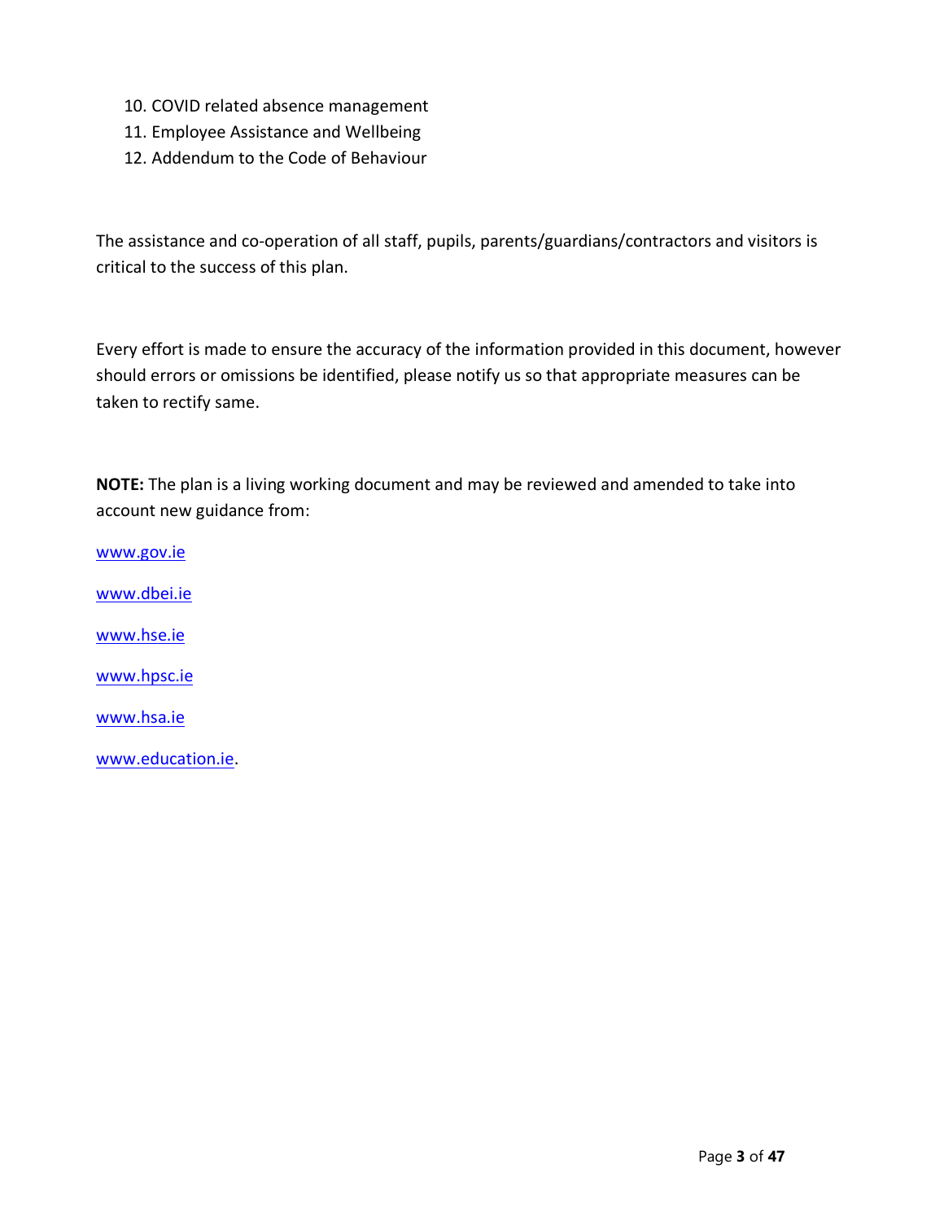10. COVID related absence management
11. Employee Assistance and Wellbeing
12. Addendum to the Code of Behaviour

The assistance and co-operation of all staff, pupils, parents/guardians/contractors and visitors is critical to the success of this plan.

Every effort is made to ensure the accuracy of the information provided in this document, however should errors or omissions be identified, please notify us so that appropriate measures can be taken to rectify same.

**NOTE:** The plan is a living working document and may be reviewed and amended to take into account new guidance from:

www.gov.ie

www.dbei.ie

www.hse.ie

www.hpsc.ie

www.hsa.ie

www.education.ie.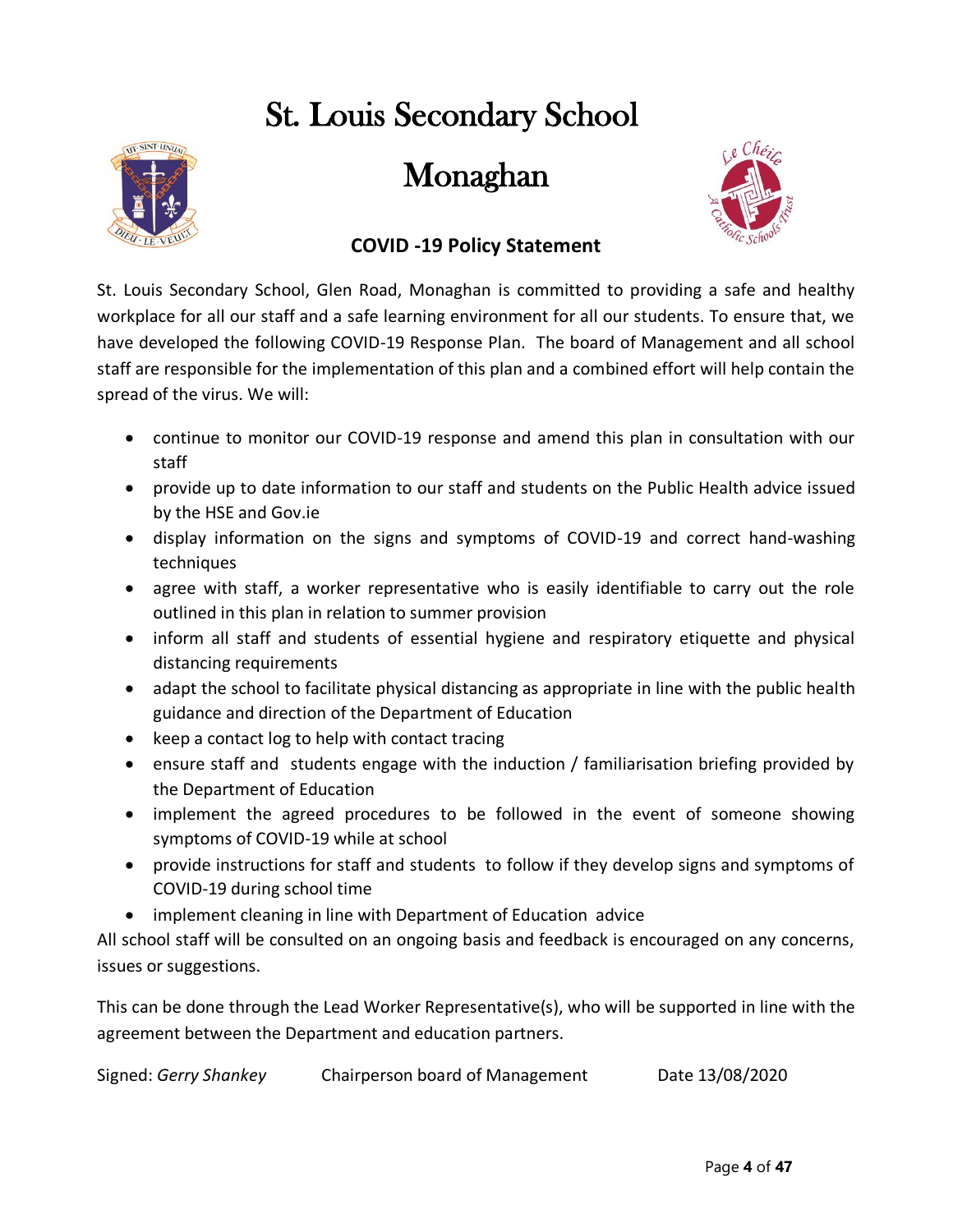# St. Louis Secondary School

# Monaghan

## COVID -19 Policy Statement

St. Louis Secondary School, Glen Road, Monaghan is committed to providing a safe and healthy workplace for all our staff and a safe learning environment for all our students. To ensure that, we have developed the following COVID-19 Response Plan. The board of Management and all school staff are responsible for the implementation of this plan and a combined effort will help contain the spread of the virus. We will:

- continue to monitor our COVID-19 response and amend this plan in consultation with our staff
- provide up to date information to our staff and students on the Public Health advice issued by the HSE and Gov.ie
- display information on the signs and symptoms of COVID-19 and correct hand-washing techniques
- agree with staff, a worker representative who is easily identifiable to carry out the role outlined in this plan in relation to summer provision
- inform all staff and students of essential hygiene and respiratory etiquette and physical distancing requirements
- adapt the school to facilitate physical distancing as appropriate in line with the public health guidance and direction of the Department of Education
- keep a contact log to help with contact tracing
- ensure staff and students engage with the induction / familiarisation briefing provided by the Department of Education
- implement the agreed procedures to be followed in the event of someone showing symptoms of COVID-19 while at school
- provide instructions for staff and students to follow if they develop signs and symptoms of COVID-19 during school time
- implement cleaning in line with Department of Education advice

All school staff will be consulted on an ongoing basis and feedback is encouraged on any concerns, issues or suggestions.

This can be done through the Lead Worker Representative(s), who will be supported in line with the agreement between the Department and education partners.

Signed: *Gerry Shankey* Chairperson board of Management Date 13/08/2020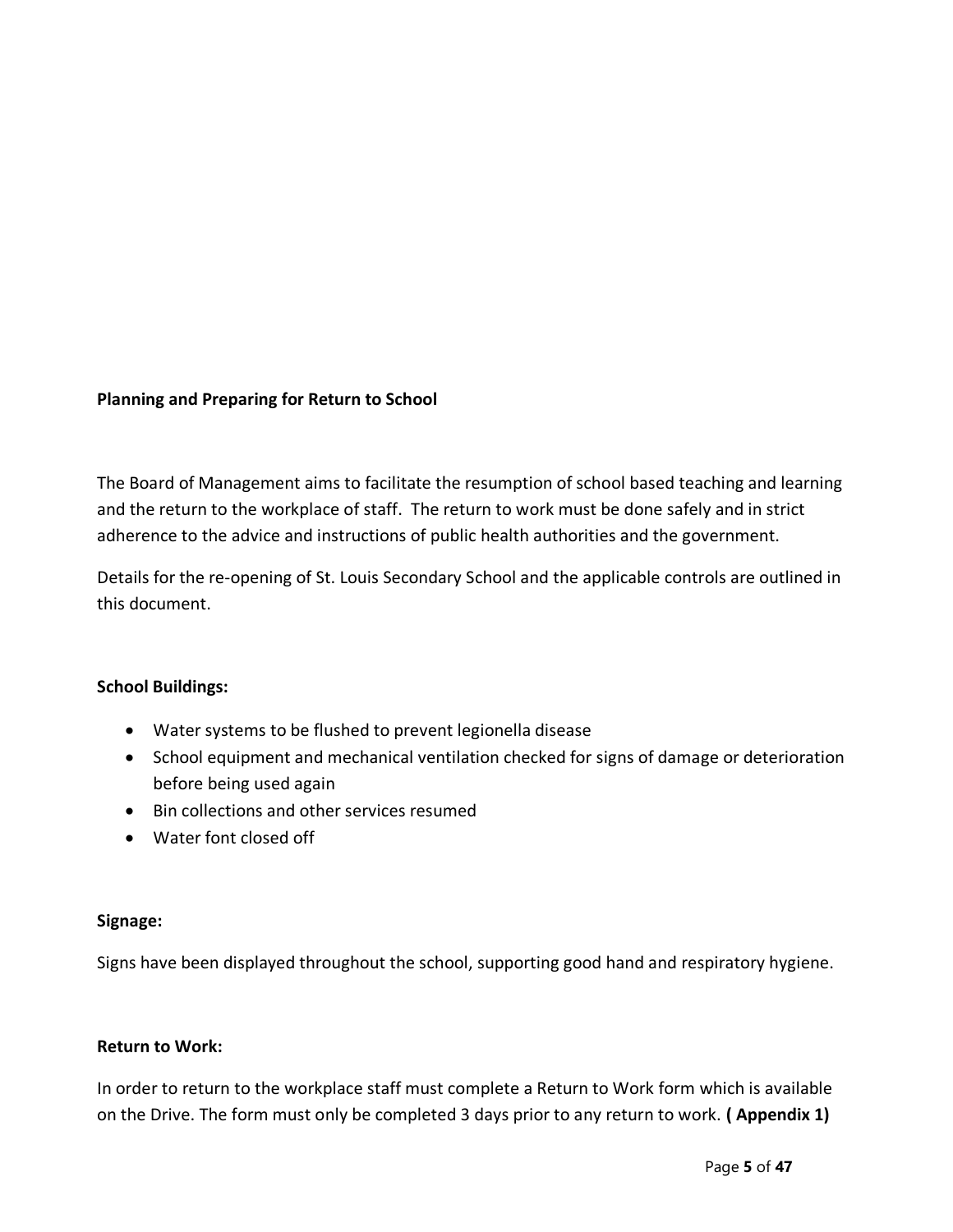**Planning and Preparing for Return to School**

The Board of Management aims to facilitate the resumption of school based teaching and learning and the return to the workplace of staff. The return to work must be done safely and in strict adherence to the advice and instructions of public health authorities and the government.

Details for the re-opening of St. Louis Secondary School and the applicable controls are outlined in this document.

**School Buildings:**

- Water systems to be flushed to prevent legionella disease
- School equipment and mechanical ventilation checked for signs of damage or deterioration before being used again
- Bin collections and other services resumed
- Water font closed off

**Signage:**

Signs have been displayed throughout the school, supporting good hand and respiratory hygiene.

**Return to Work:**

In order to return to the workplace staff must complete a Return to Work form which is available on the Drive. The form must only be completed 3 days prior to any return to work. **( Appendix 1)**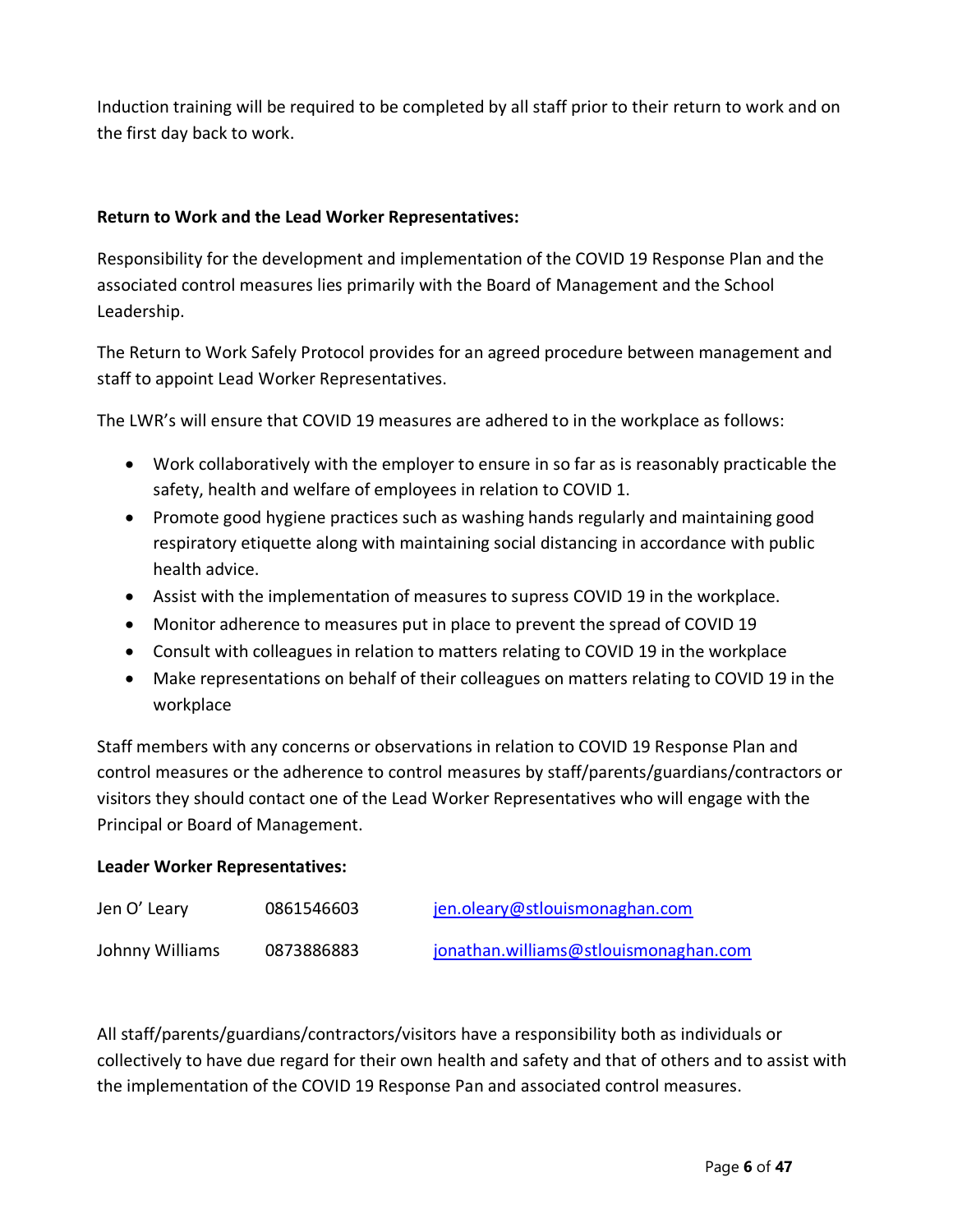Induction training will be required to be completed by all staff prior to their return to work and on the first day back to work.

**Return to Work and the Lead Worker Representatives:**

Responsibility for the development and implementation of the COVID 19 Response Plan and the associated control measures lies primarily with the Board of Management and the School Leadership.

The Return to Work Safely Protocol provides for an agreed procedure between management and staff to appoint Lead Worker Representatives.

The LWR's will ensure that COVID 19 measures are adhered to in the workplace as follows:

- Work collaboratively with the employer to ensure in so far as is reasonably practicable the safety, health and welfare of employees in relation to COVID 1.
- Promote good hygiene practices such as washing hands regularly and maintaining good respiratory etiquette along with maintaining social distancing in accordance with public health advice.
- Assist with the implementation of measures to supress COVID 19 in the workplace.
- Monitor adherence to measures put in place to prevent the spread of COVID 19
- Consult with colleagues in relation to matters relating to COVID 19 in the workplace
- Make representations on behalf of their colleagues on matters relating to COVID 19 in the workplace

Staff members with any concerns or observations in relation to COVID 19 Response Plan and control measures or the adherence to control measures by staff/parents/guardians/contractors or visitors they should contact one of the Lead Worker Representatives who will engage with the Principal or Board of Management.

**Leader Worker Representatives:**

| | | |
|---|---|---|
| Jen O' Leary | 0861546603 | jen.oleary@stlouismonaghan.com |
| Johnny Williams | 0873886883 | jonathan.williams@stlouismonaghan.com |

All staff/parents/guardians/contractors/visitors have a responsibility both as individuals or collectively to have due regard for their own health and safety and that of others and to assist with the implementation of the COVID 19 Response Pan and associated control measures.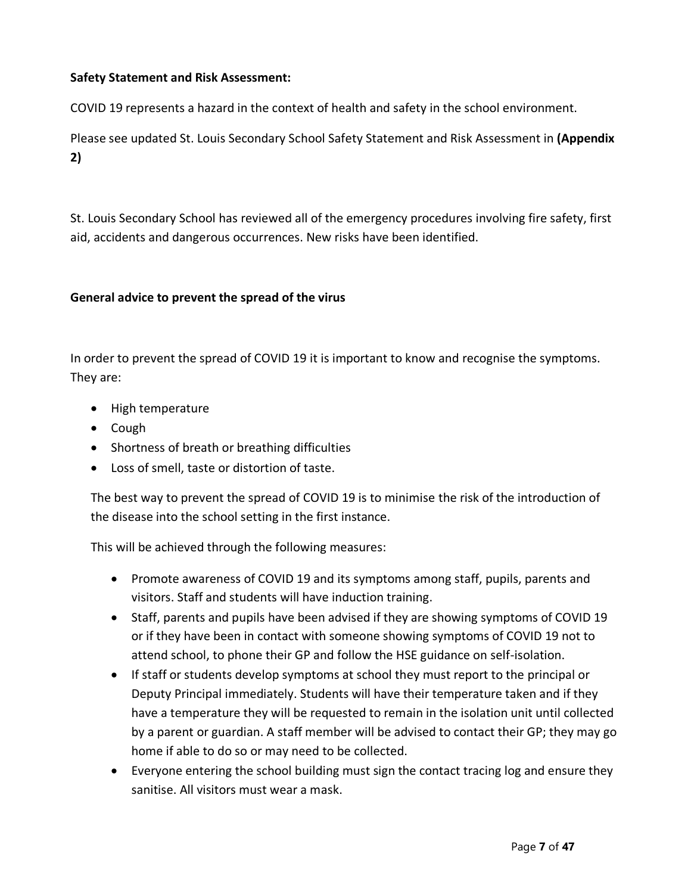**Safety Statement and Risk Assessment:**

COVID 19 represents a hazard in the context of health and safety in the school environment.

Please see updated St. Louis Secondary School Safety Statement and Risk Assessment in **(Appendix 2)**

St. Louis Secondary School has reviewed all of the emergency procedures involving fire safety, first aid, accidents and dangerous occurrences. New risks have been identified.

**General advice to prevent the spread of the virus**

In order to prevent the spread of COVID 19 it is important to know and recognise the symptoms. They are:

- High temperature
- Cough
- Shortness of breath or breathing difficulties
- Loss of smell, taste or distortion of taste.

The best way to prevent the spread of COVID 19 is to minimise the risk of the introduction of the disease into the school setting in the first instance.

This will be achieved through the following measures:

- Promote awareness of COVID 19 and its symptoms among staff, pupils, parents and visitors. Staff and students will have induction training.
- Staff, parents and pupils have been advised if they are showing symptoms of COVID 19 or if they have been in contact with someone showing symptoms of COVID 19 not to attend school, to phone their GP and follow the HSE guidance on self-isolation.
- If staff or students develop symptoms at school they must report to the principal or Deputy Principal immediately. Students will have their temperature taken and if they have a temperature they will be requested to remain in the isolation unit until collected by a parent or guardian. A staff member will be advised to contact their GP; they may go home if able to do so or may need to be collected.
- Everyone entering the school building must sign the contact tracing log and ensure they sanitise. All visitors must wear a mask.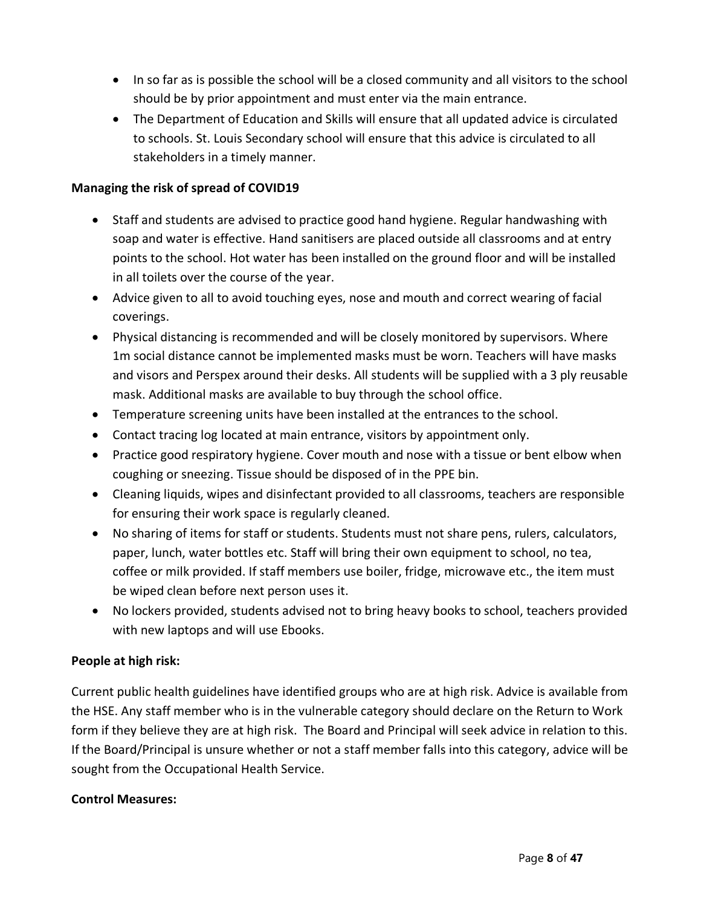- In so far as is possible the school will be a closed community and all visitors to the school should be by prior appointment and must enter via the main entrance.
- The Department of Education and Skills will ensure that all updated advice is circulated to schools. St. Louis Secondary school will ensure that this advice is circulated to all stakeholders in a timely manner.

**Managing the risk of spread of COVID19**

- Staff and students are advised to practice good hand hygiene. Regular handwashing with soap and water is effective. Hand sanitisers are placed outside all classrooms and at entry points to the school. Hot water has been installed on the ground floor and will be installed in all toilets over the course of the year.
- Advice given to all to avoid touching eyes, nose and mouth and correct wearing of facial coverings.
- Physical distancing is recommended and will be closely monitored by supervisors. Where 1m social distance cannot be implemented masks must be worn. Teachers will have masks and visors and Perspex around their desks. All students will be supplied with a 3 ply reusable mask. Additional masks are available to buy through the school office.
- Temperature screening units have been installed at the entrances to the school.
- Contact tracing log located at main entrance, visitors by appointment only.
- Practice good respiratory hygiene. Cover mouth and nose with a tissue or bent elbow when coughing or sneezing. Tissue should be disposed of in the PPE bin.
- Cleaning liquids, wipes and disinfectant provided to all classrooms, teachers are responsible for ensuring their work space is regularly cleaned.
- No sharing of items for staff or students. Students must not share pens, rulers, calculators, paper, lunch, water bottles etc. Staff will bring their own equipment to school, no tea, coffee or milk provided. If staff members use boiler, fridge, microwave etc., the item must be wiped clean before next person uses it.
- No lockers provided, students advised not to bring heavy books to school, teachers provided with new laptops and will use Ebooks.

**People at high risk:**

Current public health guidelines have identified groups who are at high risk. Advice is available from the HSE. Any staff member who is in the vulnerable category should declare on the Return to Work form if they believe they are at high risk. The Board and Principal will seek advice in relation to this. If the Board/Principal is unsure whether or not a staff member falls into this category, advice will be sought from the Occupational Health Service.

**Control Measures:**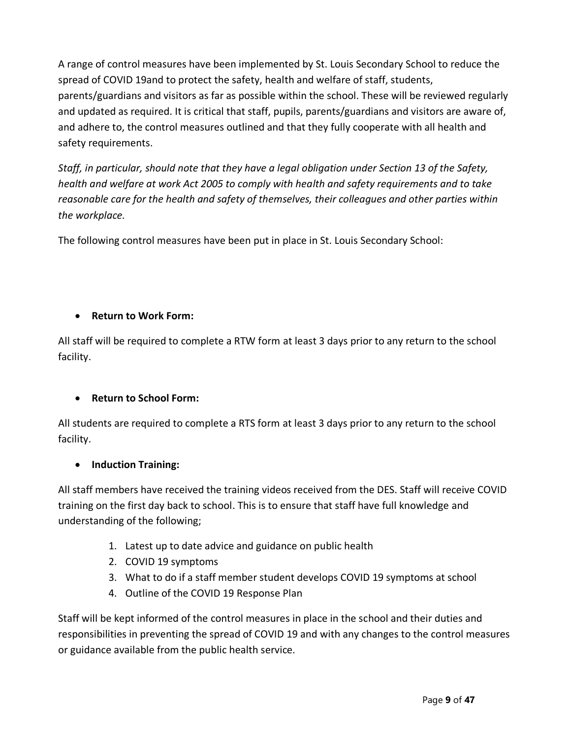A range of control measures have been implemented by St. Louis Secondary School to reduce the spread of COVID 19and to protect the safety, health and welfare of staff, students, parents/guardians and visitors as far as possible within the school. These will be reviewed regularly and updated as required. It is critical that staff, pupils, parents/guardians and visitors are aware of, and adhere to, the control measures outlined and that they fully cooperate with all health and safety requirements.

*Staff, in particular, should note that they have a legal obligation under Section 13 of the Safety, health and welfare at work Act 2005 to comply with health and safety requirements and to take reasonable care for the health and safety of themselves, their colleagues and other parties within the workplace.*

The following control measures have been put in place in St. Louis Secondary School:

- **Return to Work Form:**

All staff will be required to complete a RTW form at least 3 days prior to any return to the school facility.

- **Return to School Form:**

All students are required to complete a RTS form at least 3 days prior to any return to the school facility.

- **Induction Training:**

All staff members have received the training videos received from the DES. Staff will receive COVID training on the first day back to school. This is to ensure that staff have full knowledge and understanding of the following;

1. Latest up to date advice and guidance on public health
2. COVID 19 symptoms
3. What to do if a staff member student develops COVID 19 symptoms at school
4. Outline of the COVID 19 Response Plan

Staff will be kept informed of the control measures in place in the school and their duties and responsibilities in preventing the spread of COVID 19 and with any changes to the control measures or guidance available from the public health service.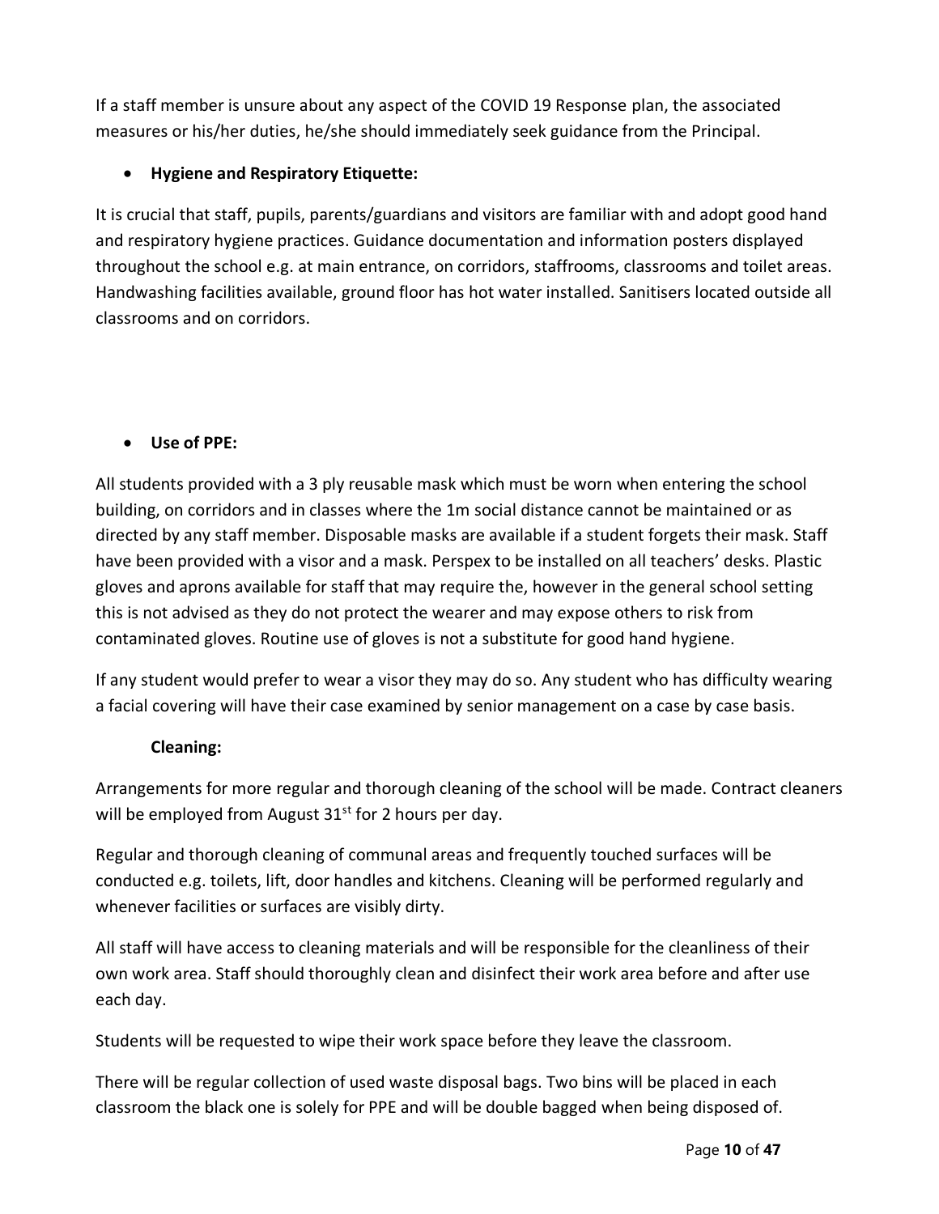If a staff member is unsure about any aspect of the COVID 19 Response plan, the associated measures or his/her duties, he/she should immediately seek guidance from the Principal.

- **Hygiene and Respiratory Etiquette:**

It is crucial that staff, pupils, parents/guardians and visitors are familiar with and adopt good hand and respiratory hygiene practices. Guidance documentation and information posters displayed throughout the school e.g. at main entrance, on corridors, staffrooms, classrooms and toilet areas. Handwashing facilities available, ground floor has hot water installed. Sanitisers located outside all classrooms and on corridors.

- **Use of PPE:**

All students provided with a 3 ply reusable mask which must be worn when entering the school building, on corridors and in classes where the 1m social distance cannot be maintained or as directed by any staff member. Disposable masks are available if a student forgets their mask. Staff have been provided with a visor and a mask. Perspex to be installed on all teachers' desks. Plastic gloves and aprons available for staff that may require the, however in the general school setting this is not advised as they do not protect the wearer and may expose others to risk from contaminated gloves. Routine use of gloves is not a substitute for good hand hygiene.

If any student would prefer to wear a visor they may do so. Any student who has difficulty wearing a facial covering will have their case examined by senior management on a case by case basis.

**Cleaning:**

Arrangements for more regular and thorough cleaning of the school will be made. Contract cleaners will be employed from August 31st for 2 hours per day.

Regular and thorough cleaning of communal areas and frequently touched surfaces will be conducted e.g. toilets, lift, door handles and kitchens. Cleaning will be performed regularly and whenever facilities or surfaces are visibly dirty.

All staff will have access to cleaning materials and will be responsible for the cleanliness of their own work area. Staff should thoroughly clean and disinfect their work area before and after use each day.

Students will be requested to wipe their work space before they leave the classroom.

There will be regular collection of used waste disposal bags. Two bins will be placed in each classroom the black one is solely for PPE and will be double bagged when being disposed of.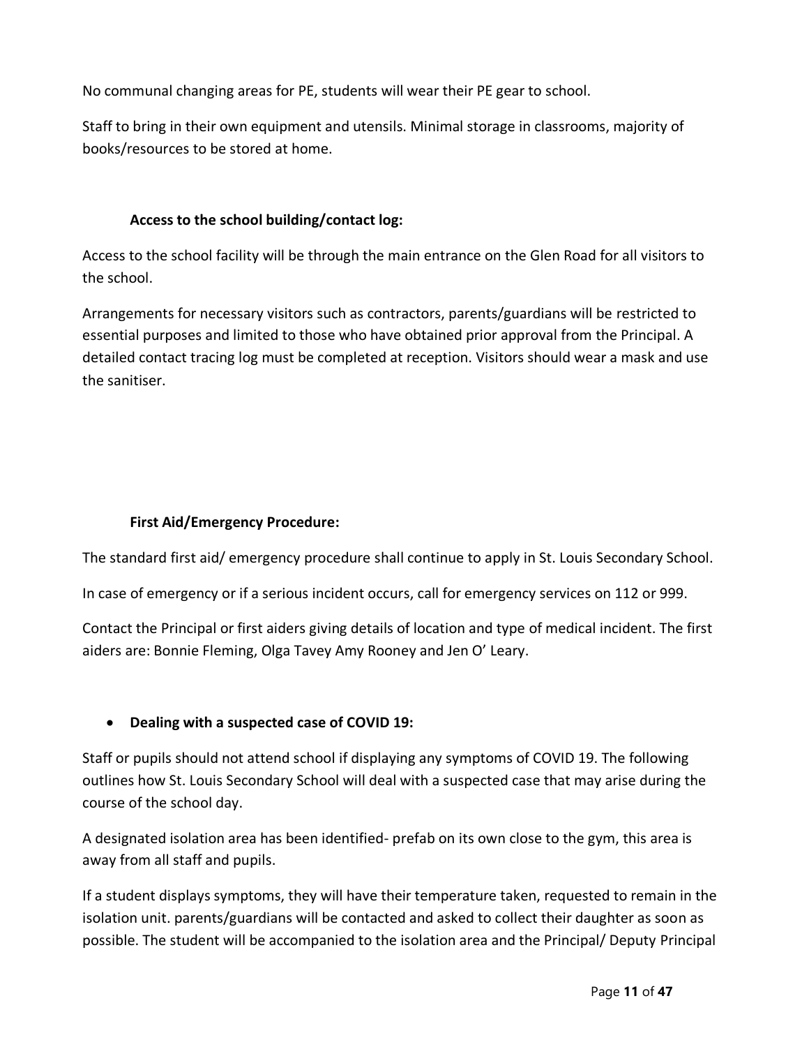No communal changing areas for PE, students will wear their PE gear to school.

Staff to bring in their own equipment and utensils. Minimal storage in classrooms, majority of books/resources to be stored at home.

### Access to the school building/contact log:

Access to the school facility will be through the main entrance on the Glen Road for all visitors to the school.

Arrangements for necessary visitors such as contractors, parents/guardians will be restricted to essential purposes and limited to those who have obtained prior approval from the Principal. A detailed contact tracing log must be completed at reception. Visitors should wear a mask and use the sanitiser.

### First Aid/Emergency Procedure:

The standard first aid/ emergency procedure shall continue to apply in St. Louis Secondary School.

In case of emergency or if a serious incident occurs, call for emergency services on 112 or 999.

Contact the Principal or first aiders giving details of location and type of medical incident. The first aiders are: Bonnie Fleming, Olga Tavey Amy Rooney and Jen O' Leary.

- **Dealing with a suspected case of COVID 19:**

Staff or pupils should not attend school if displaying any symptoms of COVID 19. The following outlines how St. Louis Secondary School will deal with a suspected case that may arise during the course of the school day.

A designated isolation area has been identified- prefab on its own close to the gym, this area is away from all staff and pupils.

If a student displays symptoms, they will have their temperature taken, requested to remain in the isolation unit. parents/guardians will be contacted and asked to collect their daughter as soon as possible. The student will be accompanied to the isolation area and the Principal/ Deputy Principal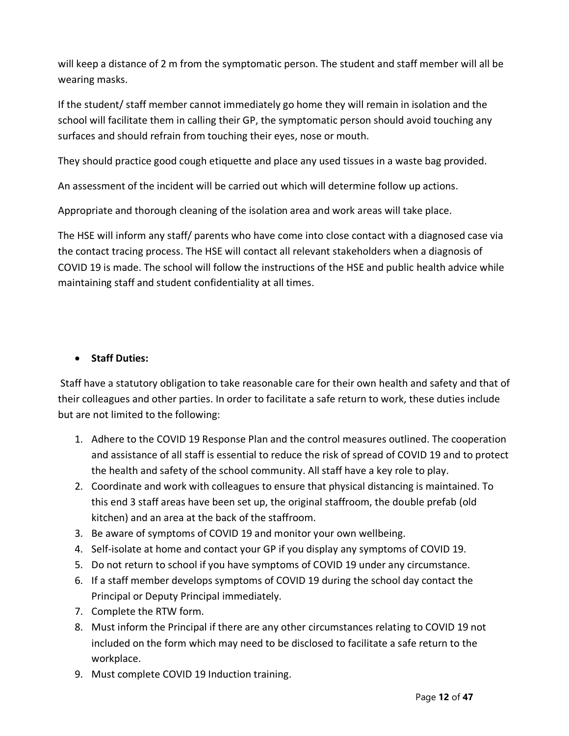will keep a distance of 2 m from the symptomatic person. The student and staff member will all be wearing masks.

If the student/ staff member cannot immediately go home they will remain in isolation and the school will facilitate them in calling their GP, the symptomatic person should avoid touching any surfaces and should refrain from touching their eyes, nose or mouth.

They should practice good cough etiquette and place any used tissues in a waste bag provided.

An assessment of the incident will be carried out which will determine follow up actions.

Appropriate and thorough cleaning of the isolation area and work areas will take place.

The HSE will inform any staff/ parents who have come into close contact with a diagnosed case via the contact tracing process. The HSE will contact all relevant stakeholders when a diagnosis of COVID 19 is made. The school will follow the instructions of the HSE and public health advice while maintaining staff and student confidentiality at all times.

- **Staff Duties:**

Staff have a statutory obligation to take reasonable care for their own health and safety and that of their colleagues and other parties. In order to facilitate a safe return to work, these duties include but are not limited to the following:

1. Adhere to the COVID 19 Response Plan and the control measures outlined. The cooperation and assistance of all staff is essential to reduce the risk of spread of COVID 19 and to protect the health and safety of the school community. All staff have a key role to play.
2. Coordinate and work with colleagues to ensure that physical distancing is maintained. To this end 3 staff areas have been set up, the original staffroom, the double prefab (old kitchen) and an area at the back of the staffroom.
3. Be aware of symptoms of COVID 19 and monitor your own wellbeing.
4. Self-isolate at home and contact your GP if you display any symptoms of COVID 19.
5. Do not return to school if you have symptoms of COVID 19 under any circumstance.
6. If a staff member develops symptoms of COVID 19 during the school day contact the Principal or Deputy Principal immediately.
7. Complete the RTW form.
8. Must inform the Principal if there are any other circumstances relating to COVID 19 not included on the form which may need to be disclosed to facilitate a safe return to the workplace.
9. Must complete COVID 19 Induction training.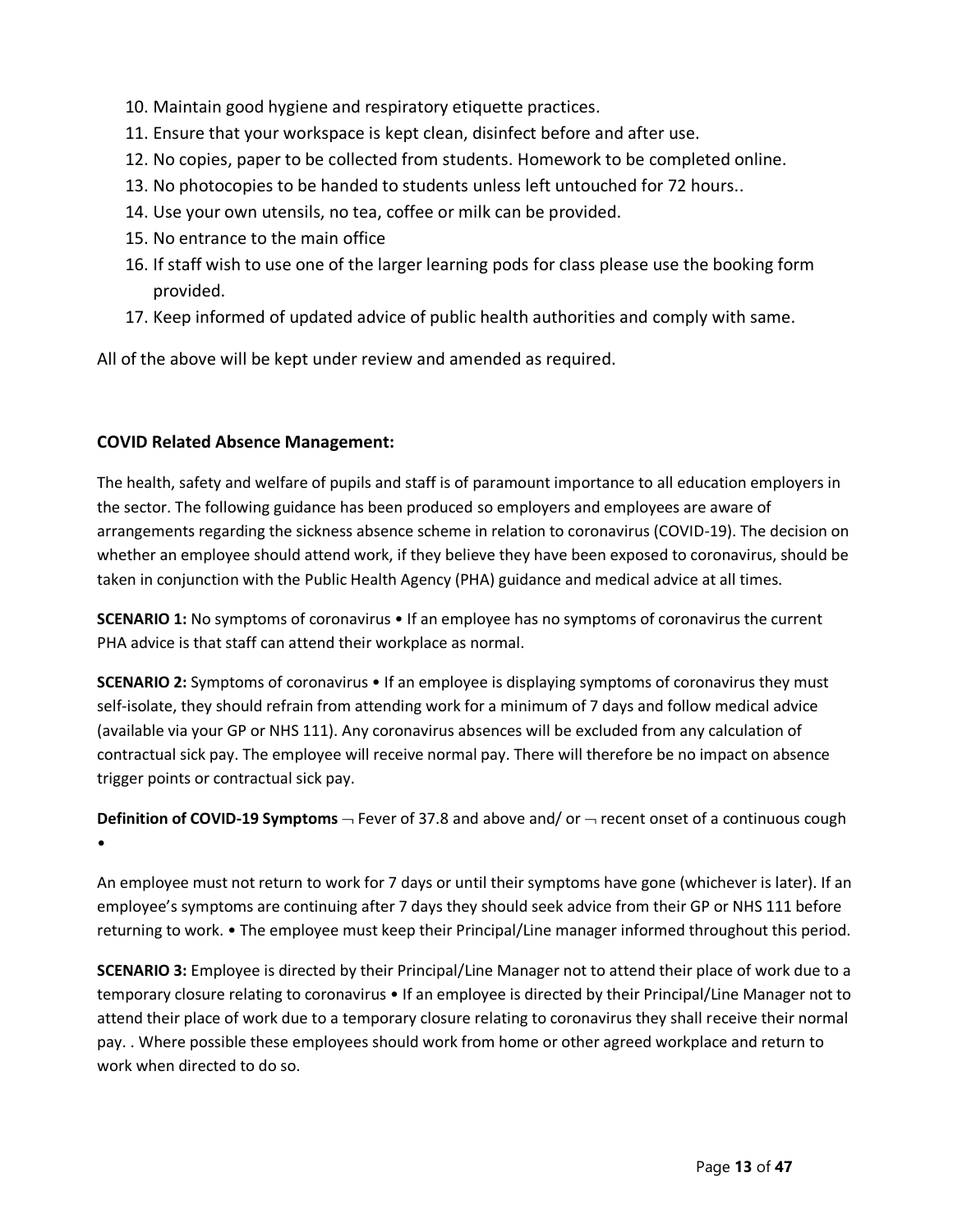10. Maintain good hygiene and respiratory etiquette practices.
11. Ensure that your workspace is kept clean, disinfect before and after use.
12. No copies, paper to be collected from students. Homework to be completed online.
13. No photocopies to be handed to students unless left untouched for 72 hours..
14. Use your own utensils, no tea, coffee or milk can be provided.
15. No entrance to the main office
16. If staff wish to use one of the larger learning pods for class please use the booking form provided.
17. Keep informed of updated advice of public health authorities and comply with same.

All of the above will be kept under review and amended as required.

**COVID Related Absence Management:**

The health, safety and welfare of pupils and staff is of paramount importance to all education employers in the sector. The following guidance has been produced so employers and employees are aware of arrangements regarding the sickness absence scheme in relation to coronavirus (COVID-19). The decision on whether an employee should attend work, if they believe they have been exposed to coronavirus, should be taken in conjunction with the Public Health Agency (PHA) guidance and medical advice at all times.

**SCENARIO 1:** No symptoms of coronavirus • If an employee has no symptoms of coronavirus the current PHA advice is that staff can attend their workplace as normal.

**SCENARIO 2:** Symptoms of coronavirus • If an employee is displaying symptoms of coronavirus they must self-isolate, they should refrain from attending work for a minimum of 7 days and follow medical advice (available via your GP or NHS 111). Any coronavirus absences will be excluded from any calculation of contractual sick pay. The employee will receive normal pay. There will therefore be no impact on absence trigger points or contractual sick pay.

**Definition of COVID-19 Symptoms** ¬ Fever of 37.8 and above and/ or ¬ recent onset of a continuous cough •

An employee must not return to work for 7 days or until their symptoms have gone (whichever is later). If an employee's symptoms are continuing after 7 days they should seek advice from their GP or NHS 111 before returning to work. • The employee must keep their Principal/Line manager informed throughout this period.

**SCENARIO 3:** Employee is directed by their Principal/Line Manager not to attend their place of work due to a temporary closure relating to coronavirus • If an employee is directed by their Principal/Line Manager not to attend their place of work due to a temporary closure relating to coronavirus they shall receive their normal pay. . Where possible these employees should work from home or other agreed workplace and return to work when directed to do so.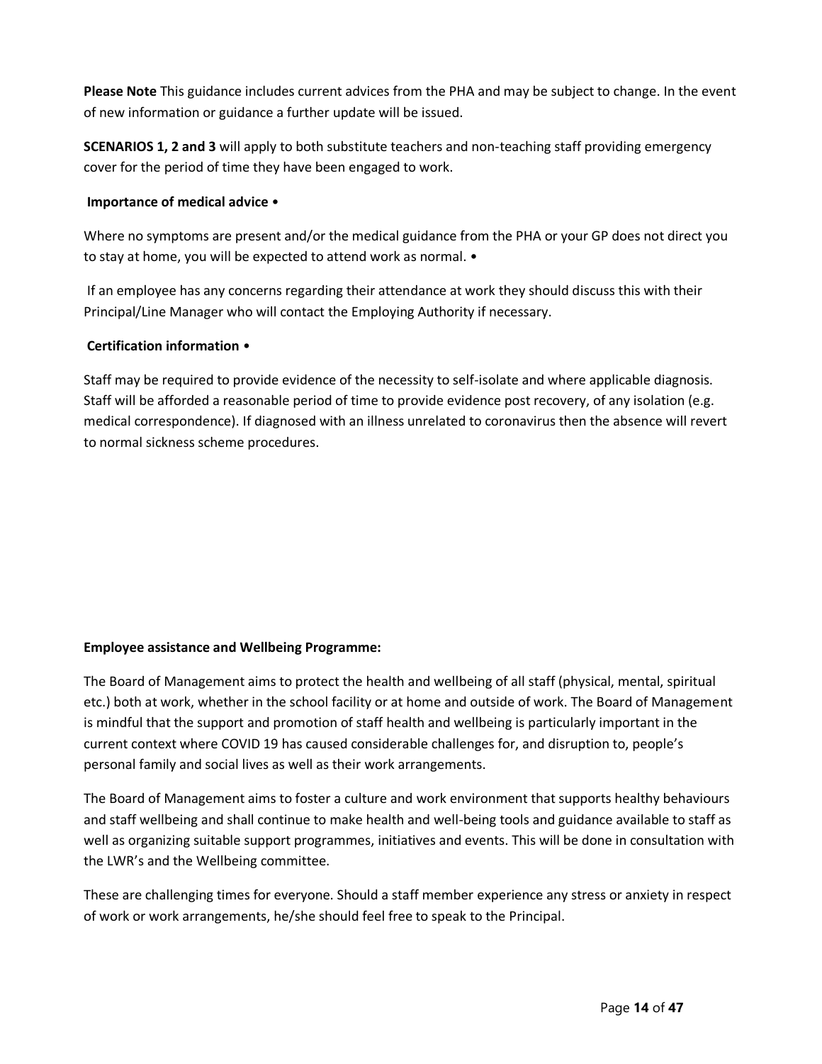**Please Note** This guidance includes current advices from the PHA and may be subject to change. In the event of new information or guidance a further update will be issued.

**SCENARIOS 1, 2 and 3** will apply to both substitute teachers and non-teaching staff providing emergency cover for the period of time they have been engaged to work.

**Importance of medical advice** •

Where no symptoms are present and/or the medical guidance from the PHA or your GP does not direct you to stay at home, you will be expected to attend work as normal. •

If an employee has any concerns regarding their attendance at work they should discuss this with their Principal/Line Manager who will contact the Employing Authority if necessary.

**Certification information** •

Staff may be required to provide evidence of the necessity to self-isolate and where applicable diagnosis. Staff will be afforded a reasonable period of time to provide evidence post recovery, of any isolation (e.g. medical correspondence). If diagnosed with an illness unrelated to coronavirus then the absence will revert to normal sickness scheme procedures.

**Employee assistance and Wellbeing Programme:**

The Board of Management aims to protect the health and wellbeing of all staff (physical, mental, spiritual etc.) both at work, whether in the school facility or at home and outside of work. The Board of Management is mindful that the support and promotion of staff health and wellbeing is particularly important in the current context where COVID 19 has caused considerable challenges for, and disruption to, people's personal family and social lives as well as their work arrangements.

The Board of Management aims to foster a culture and work environment that supports healthy behaviours and staff wellbeing and shall continue to make health and well-being tools and guidance available to staff as well as organizing suitable support programmes, initiatives and events. This will be done in consultation with the LWR's and the Wellbeing committee.

These are challenging times for everyone. Should a staff member experience any stress or anxiety in respect of work or work arrangements, he/she should feel free to speak to the Principal.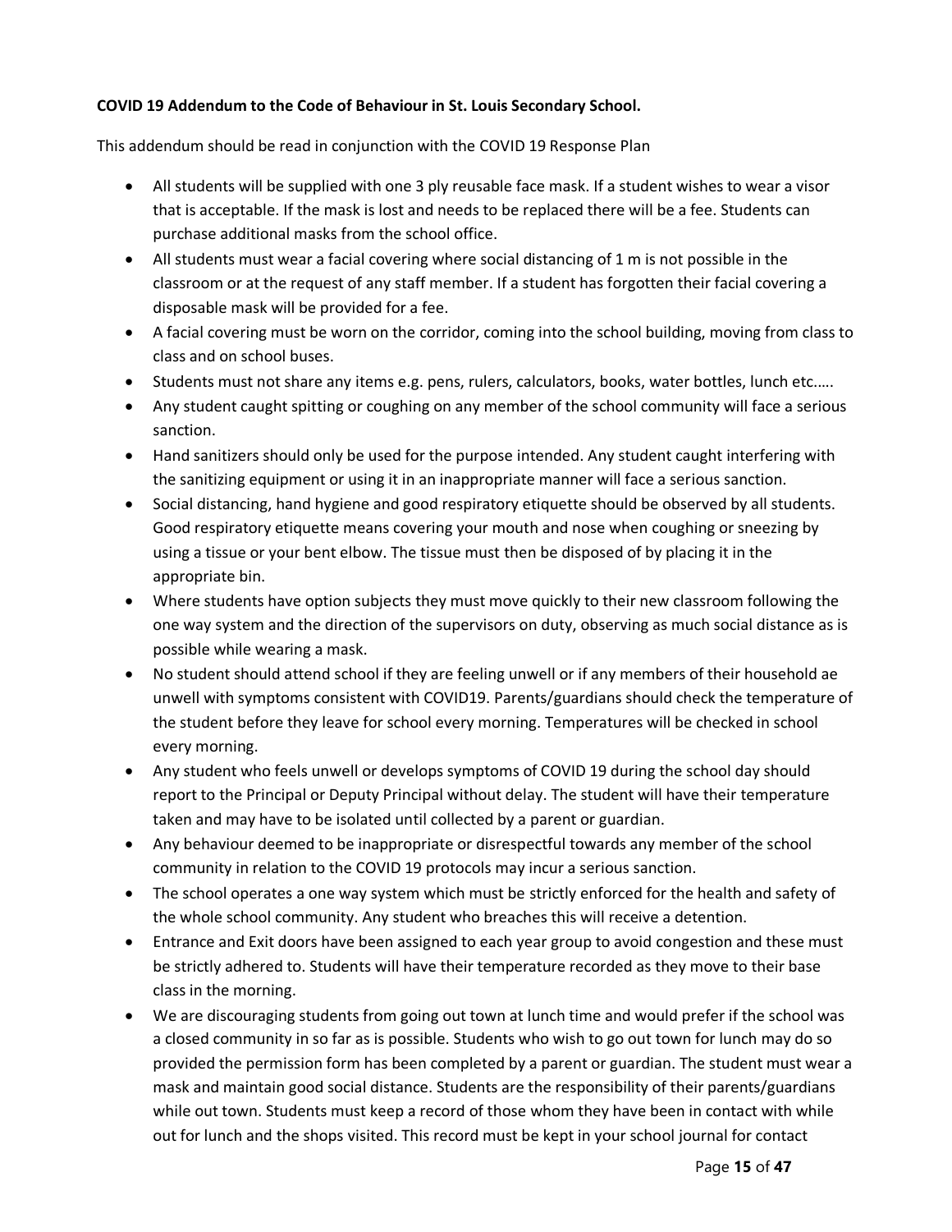**COVID 19 Addendum to the Code of Behaviour in St. Louis Secondary School.**

This addendum should be read in conjunction with the COVID 19 Response Plan

- All students will be supplied with one 3 ply reusable face mask. If a student wishes to wear a visor that is acceptable. If the mask is lost and needs to be replaced there will be a fee. Students can purchase additional masks from the school office.
- All students must wear a facial covering where social distancing of 1 m is not possible in the classroom or at the request of any staff member. If a student has forgotten their facial covering a disposable mask will be provided for a fee.
- A facial covering must be worn on the corridor, coming into the school building, moving from class to class and on school buses.
- Students must not share any items e.g. pens, rulers, calculators, books, water bottles, lunch etc.….
- Any student caught spitting or coughing on any member of the school community will face a serious sanction.
- Hand sanitizers should only be used for the purpose intended. Any student caught interfering with the sanitizing equipment or using it in an inappropriate manner will face a serious sanction.
- Social distancing, hand hygiene and good respiratory etiquette should be observed by all students. Good respiratory etiquette means covering your mouth and nose when coughing or sneezing by using a tissue or your bent elbow. The tissue must then be disposed of by placing it in the appropriate bin.
- Where students have option subjects they must move quickly to their new classroom following the one way system and the direction of the supervisors on duty, observing as much social distance as is possible while wearing a mask.
- No student should attend school if they are feeling unwell or if any members of their household ae unwell with symptoms consistent with COVID19. Parents/guardians should check the temperature of the student before they leave for school every morning. Temperatures will be checked in school every morning.
- Any student who feels unwell or develops symptoms of COVID 19 during the school day should report to the Principal or Deputy Principal without delay. The student will have their temperature taken and may have to be isolated until collected by a parent or guardian.
- Any behaviour deemed to be inappropriate or disrespectful towards any member of the school community in relation to the COVID 19 protocols may incur a serious sanction.
- The school operates a one way system which must be strictly enforced for the health and safety of the whole school community. Any student who breaches this will receive a detention.
- Entrance and Exit doors have been assigned to each year group to avoid congestion and these must be strictly adhered to. Students will have their temperature recorded as they move to their base class in the morning.
- We are discouraging students from going out town at lunch time and would prefer if the school was a closed community in so far as is possible. Students who wish to go out town for lunch may do so provided the permission form has been completed by a parent or guardian. The student must wear a mask and maintain good social distance. Students are the responsibility of their parents/guardians while out town. Students must keep a record of those whom they have been in contact with while out for lunch and the shops visited. This record must be kept in your school journal for contact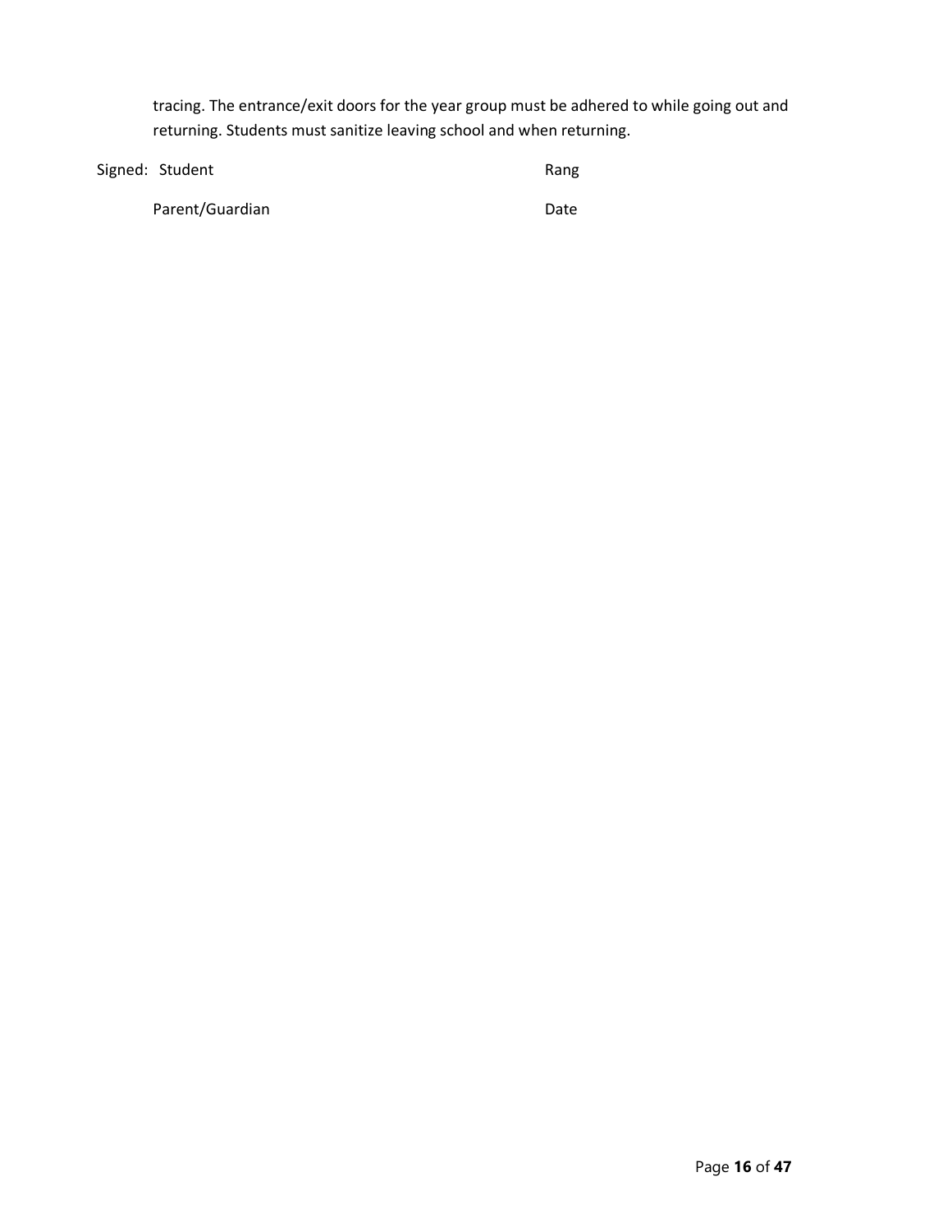tracing. The entrance/exit doors for the year group must be adhered to while going out and returning. Students must sanitize leaving school and when returning.

Signed: Student                                        Rang

Parent/Guardian                                        Date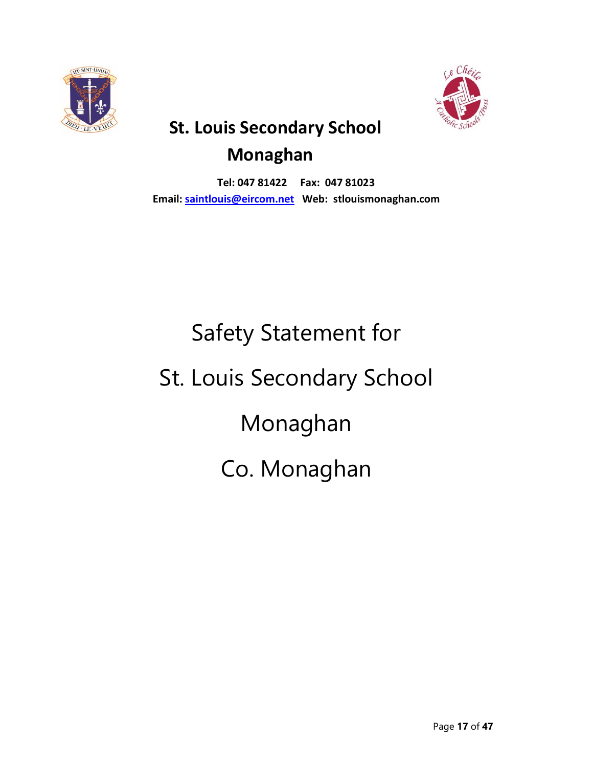# St. Louis Secondary School Monaghan

**Tel: 047 81422 Fax: 047 81023**
**Email: saintlouis@eircom.net Web: stlouismonaghan.com**

# Safety Statement for

# St. Louis Secondary School

# Monaghan

# Co. Monaghan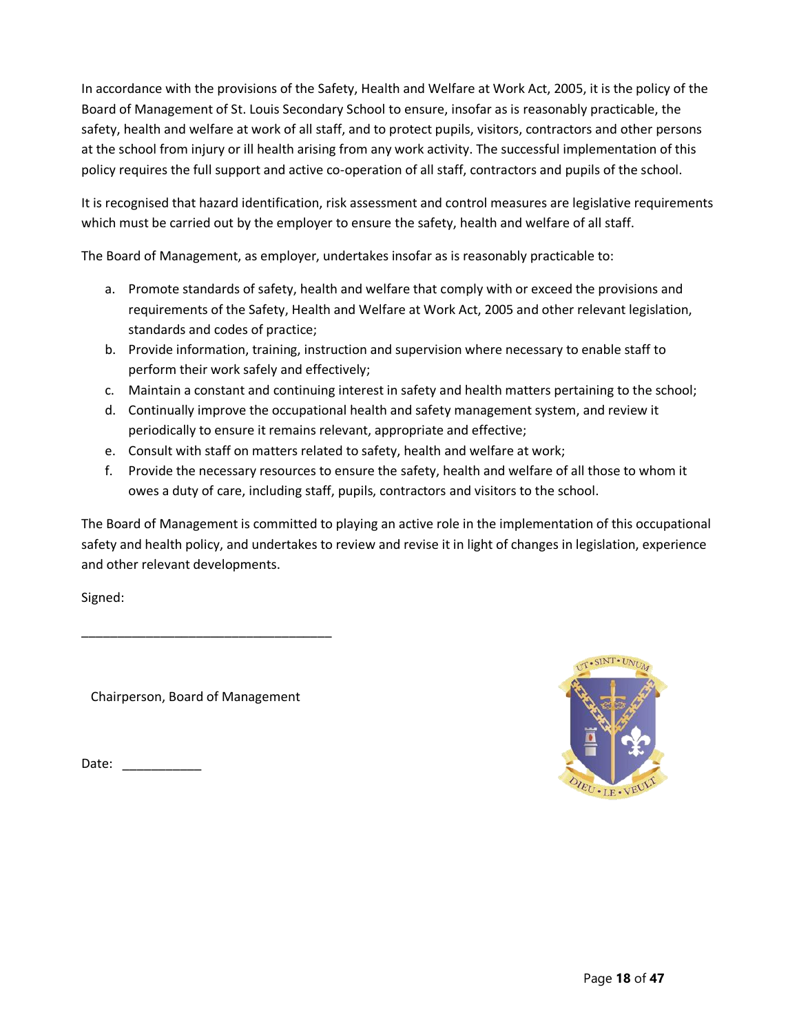In accordance with the provisions of the Safety, Health and Welfare at Work Act, 2005, it is the policy of the Board of Management of St. Louis Secondary School to ensure, insofar as is reasonably practicable, the safety, health and welfare at work of all staff, and to protect pupils, visitors, contractors and other persons at the school from injury or ill health arising from any work activity. The successful implementation of this policy requires the full support and active co-operation of all staff, contractors and pupils of the school.

It is recognised that hazard identification, risk assessment and control measures are legislative requirements which must be carried out by the employer to ensure the safety, health and welfare of all staff.

The Board of Management, as employer, undertakes insofar as is reasonably practicable to:

a. Promote standards of safety, health and welfare that comply with or exceed the provisions and requirements of the Safety, Health and Welfare at Work Act, 2005 and other relevant legislation, standards and codes of practice;
b. Provide information, training, instruction and supervision where necessary to enable staff to perform their work safely and effectively;
c. Maintain a constant and continuing interest in safety and health matters pertaining to the school;
d. Continually improve the occupational health and safety management system, and review it periodically to ensure it remains relevant, appropriate and effective;
e. Consult with staff on matters related to safety, health and welfare at work;
f. Provide the necessary resources to ensure the safety, health and welfare of all those to whom it owes a duty of care, including staff, pupils, contractors and visitors to the school.

The Board of Management is committed to playing an active role in the implementation of this occupational safety and health policy, and undertakes to review and revise it in light of changes in legislation, experience and other relevant developments.

Signed:

___________________________________

Chairperson, Board of Management

Date: ___________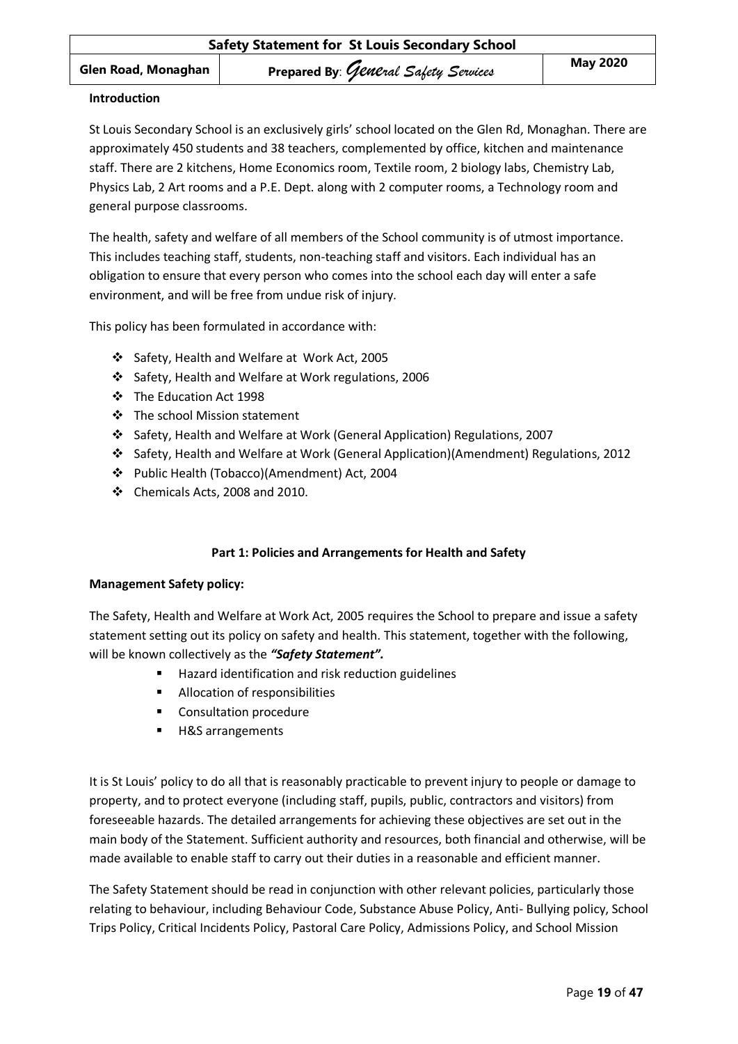**Introduction**

St Louis Secondary School is an exclusively girls' school located on the Glen Rd, Monaghan. There are approximately 450 students and 38 teachers, complemented by office, kitchen and maintenance staff. There are 2 kitchens, Home Economics room, Textile room, 2 biology labs, Chemistry Lab, Physics Lab, 2 Art rooms and a P.E. Dept. along with 2 computer rooms, a Technology room and general purpose classrooms.

The health, safety and welfare of all members of the School community is of utmost importance. This includes teaching staff, students, non-teaching staff and visitors. Each individual has an obligation to ensure that every person who comes into the school each day will enter a safe environment, and will be free from undue risk of injury.

This policy has been formulated in accordance with:

- Safety, Health and Welfare at Work Act, 2005
- Safety, Health and Welfare at Work regulations, 2006
- The Education Act 1998
- The school Mission statement
- Safety, Health and Welfare at Work (General Application) Regulations, 2007
- Safety, Health and Welfare at Work (General Application)(Amendment) Regulations, 2012
- Public Health (Tobacco)(Amendment) Act, 2004
- Chemicals Acts, 2008 and 2010.

## Part 1: Policies and Arrangements for Health and Safety

**Management Safety policy:**

The Safety, Health and Welfare at Work Act, 2005 requires the School to prepare and issue a safety statement setting out its policy on safety and health. This statement, together with the following, will be known collectively as the ***"Safety Statement".***

- Hazard identification and risk reduction guidelines
- Allocation of responsibilities
- Consultation procedure
- H&S arrangements

It is St Louis' policy to do all that is reasonably practicable to prevent injury to people or damage to property, and to protect everyone (including staff, pupils, public, contractors and visitors) from foreseeable hazards. The detailed arrangements for achieving these objectives are set out in the main body of the Statement. Sufficient authority and resources, both financial and otherwise, will be made available to enable staff to carry out their duties in a reasonable and efficient manner.

The Safety Statement should be read in conjunction with other relevant policies, particularly those relating to behaviour, including Behaviour Code, Substance Abuse Policy, Anti- Bullying policy, School Trips Policy, Critical Incidents Policy, Pastoral Care Policy, Admissions Policy, and School Mission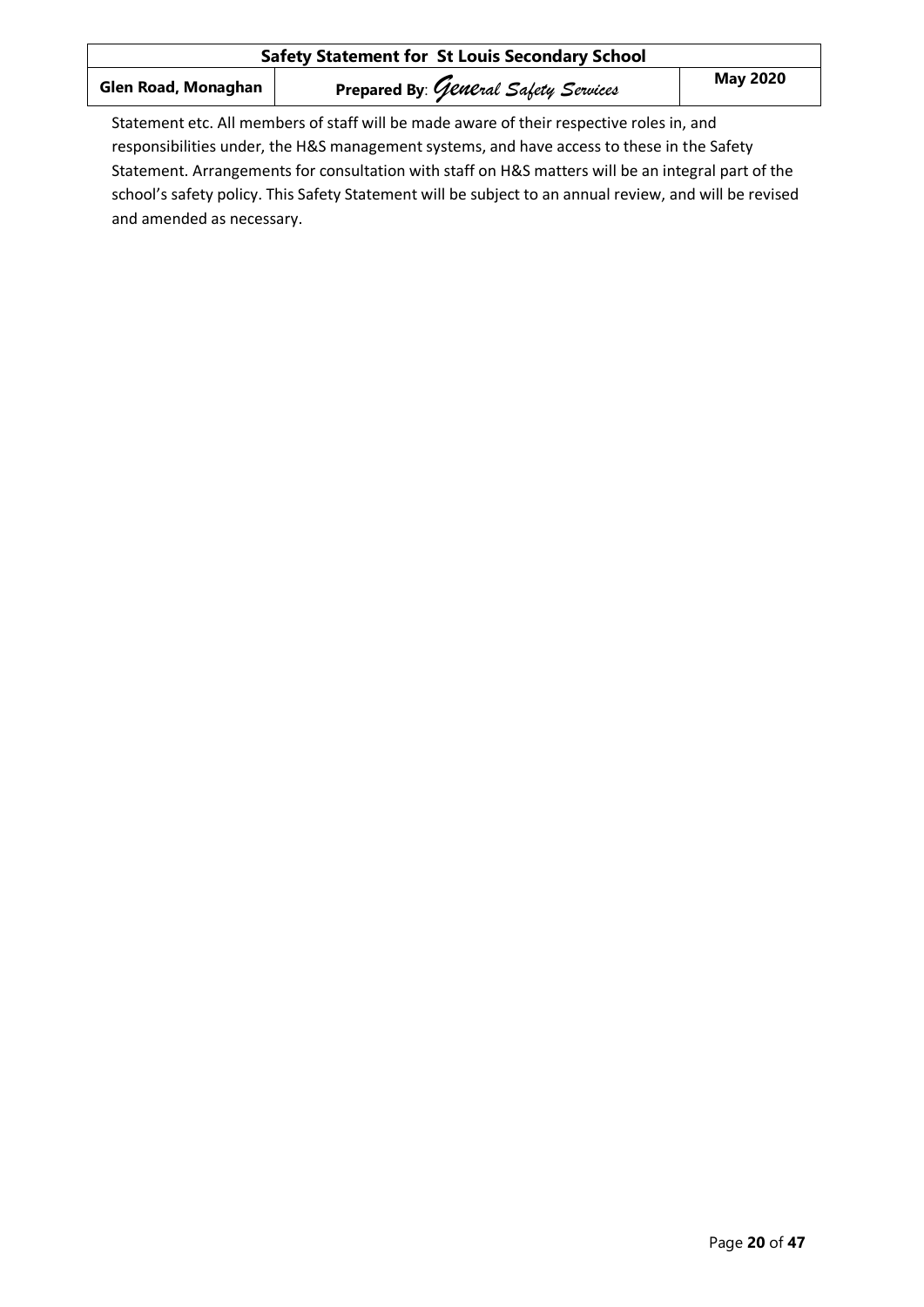Statement etc. All members of staff will be made aware of their respective roles in, and responsibilities under, the H&S management systems, and have access to these in the Safety Statement. Arrangements for consultation with staff on H&S matters will be an integral part of the school's safety policy. This Safety Statement will be subject to an annual review, and will be revised and amended as necessary.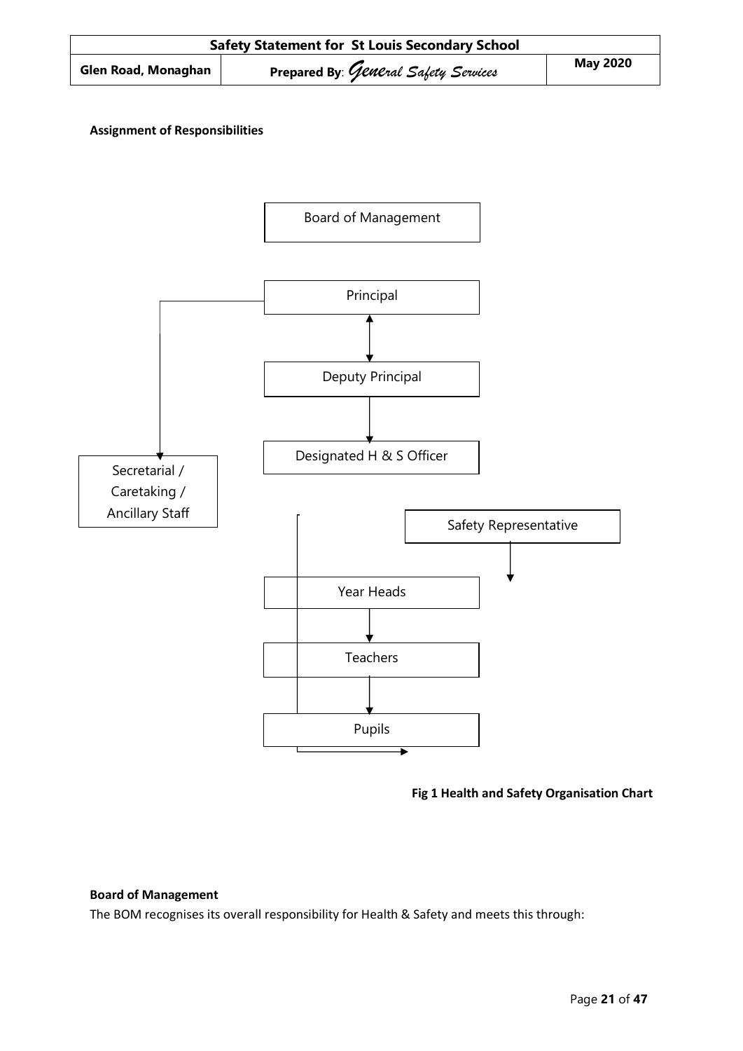**Assignment of Responsibilities**

Board of Management

Principal

Deputy Principal

Designated H & S Officer

Secretarial / Caretaking / Ancillary Staff

Safety Representative

Year Heads

Teachers

Pupils

**Fig 1 Health and Safety Organisation Chart**

**Board of Management**

The BOM recognises its overall responsibility for Health & Safety and meets this through: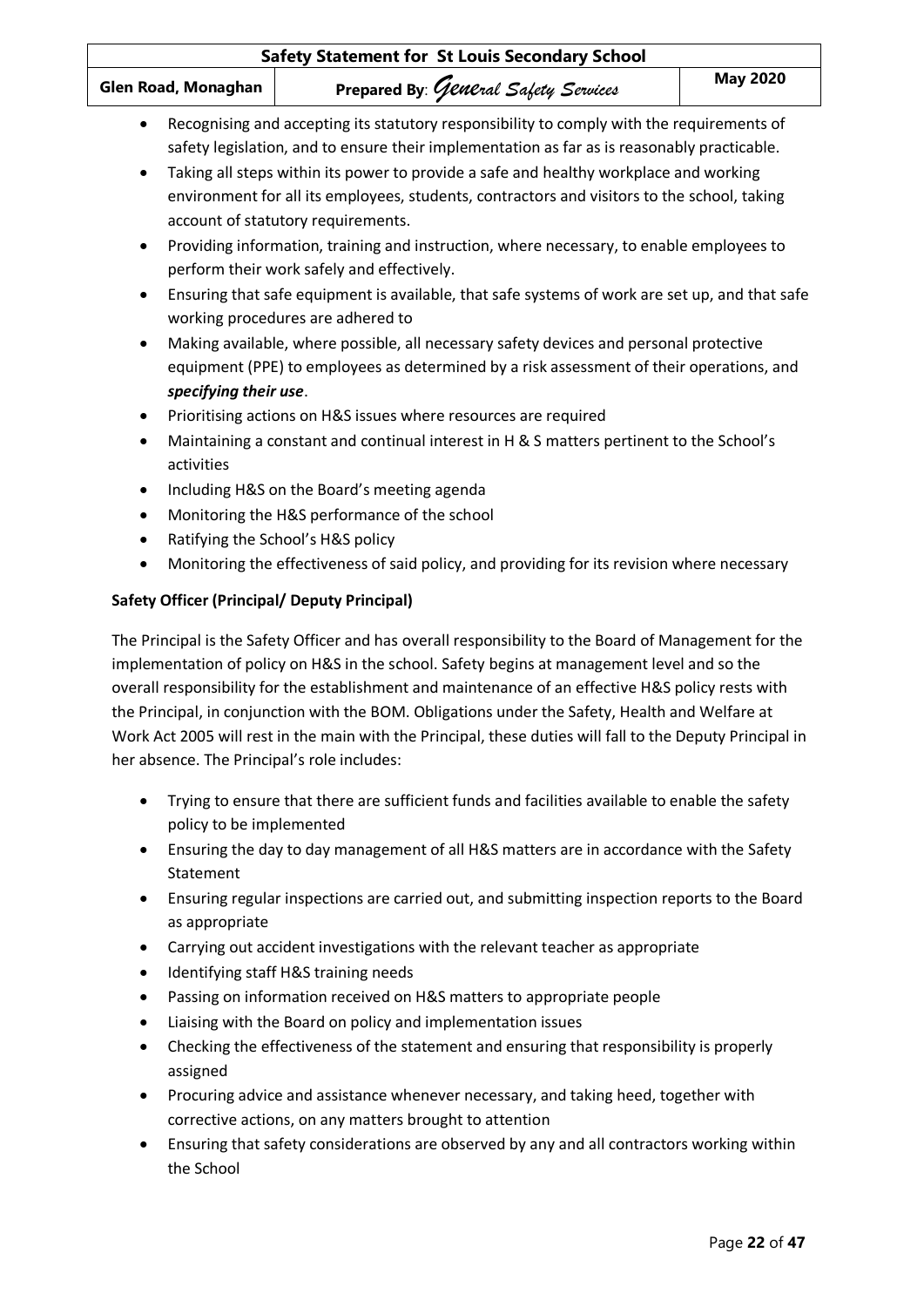- Recognising and accepting its statutory responsibility to comply with the requirements of safety legislation, and to ensure their implementation as far as is reasonably practicable.
- Taking all steps within its power to provide a safe and healthy workplace and working environment for all its employees, students, contractors and visitors to the school, taking account of statutory requirements.
- Providing information, training and instruction, where necessary, to enable employees to perform their work safely and effectively.
- Ensuring that safe equipment is available, that safe systems of work are set up, and that safe working procedures are adhered to
- Making available, where possible, all necessary safety devices and personal protective equipment (PPE) to employees as determined by a risk assessment of their operations, and ***specifying their use***.
- Prioritising actions on H&S issues where resources are required
- Maintaining a constant and continual interest in H & S matters pertinent to the School's activities
- Including H&S on the Board's meeting agenda
- Monitoring the H&S performance of the school
- Ratifying the School's H&S policy
- Monitoring the effectiveness of said policy, and providing for its revision where necessary

**Safety Officer (Principal/ Deputy Principal)**

The Principal is the Safety Officer and has overall responsibility to the Board of Management for the implementation of policy on H&S in the school. Safety begins at management level and so the overall responsibility for the establishment and maintenance of an effective H&S policy rests with the Principal, in conjunction with the BOM. Obligations under the Safety, Health and Welfare at Work Act 2005 will rest in the main with the Principal, these duties will fall to the Deputy Principal in her absence. The Principal's role includes:

- Trying to ensure that there are sufficient funds and facilities available to enable the safety policy to be implemented
- Ensuring the day to day management of all H&S matters are in accordance with the Safety Statement
- Ensuring regular inspections are carried out, and submitting inspection reports to the Board as appropriate
- Carrying out accident investigations with the relevant teacher as appropriate
- Identifying staff H&S training needs
- Passing on information received on H&S matters to appropriate people
- Liaising with the Board on policy and implementation issues
- Checking the effectiveness of the statement and ensuring that responsibility is properly assigned
- Procuring advice and assistance whenever necessary, and taking heed, together with corrective actions, on any matters brought to attention
- Ensuring that safety considerations are observed by any and all contractors working within the School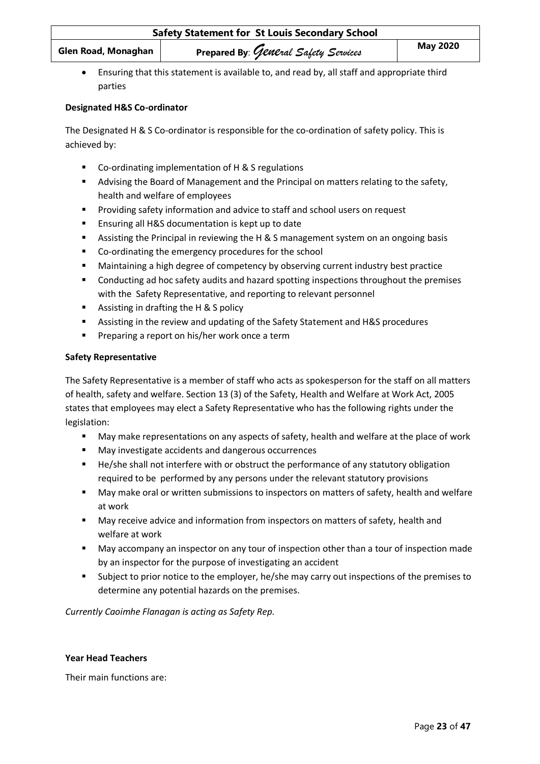- Ensuring that this statement is available to, and read by, all staff and appropriate third parties

**Designated H&S Co-ordinator**

The Designated H & S Co-ordinator is responsible for the co-ordination of safety policy. This is achieved by:

- Co-ordinating implementation of H & S regulations
- Advising the Board of Management and the Principal on matters relating to the safety, health and welfare of employees
- Providing safety information and advice to staff and school users on request
- Ensuring all H&S documentation is kept up to date
- Assisting the Principal in reviewing the H & S management system on an ongoing basis
- Co-ordinating the emergency procedures for the school
- Maintaining a high degree of competency by observing current industry best practice
- Conducting ad hoc safety audits and hazard spotting inspections throughout the premises with the Safety Representative, and reporting to relevant personnel
- Assisting in drafting the H & S policy
- Assisting in the review and updating of the Safety Statement and H&S procedures
- Preparing a report on his/her work once a term

**Safety Representative**

The Safety Representative is a member of staff who acts as spokesperson for the staff on all matters of health, safety and welfare. Section 13 (3) of the Safety, Health and Welfare at Work Act, 2005 states that employees may elect a Safety Representative who has the following rights under the legislation:

- May make representations on any aspects of safety, health and welfare at the place of work
- May investigate accidents and dangerous occurrences
- He/she shall not interfere with or obstruct the performance of any statutory obligation required to be performed by any persons under the relevant statutory provisions
- May make oral or written submissions to inspectors on matters of safety, health and welfare at work
- May receive advice and information from inspectors on matters of safety, health and welfare at work
- May accompany an inspector on any tour of inspection other than a tour of inspection made by an inspector for the purpose of investigating an accident
- Subject to prior notice to the employer, he/she may carry out inspections of the premises to determine any potential hazards on the premises.

*Currently Caoimhe Flanagan is acting as Safety Rep.*

**Year Head Teachers**

Their main functions are: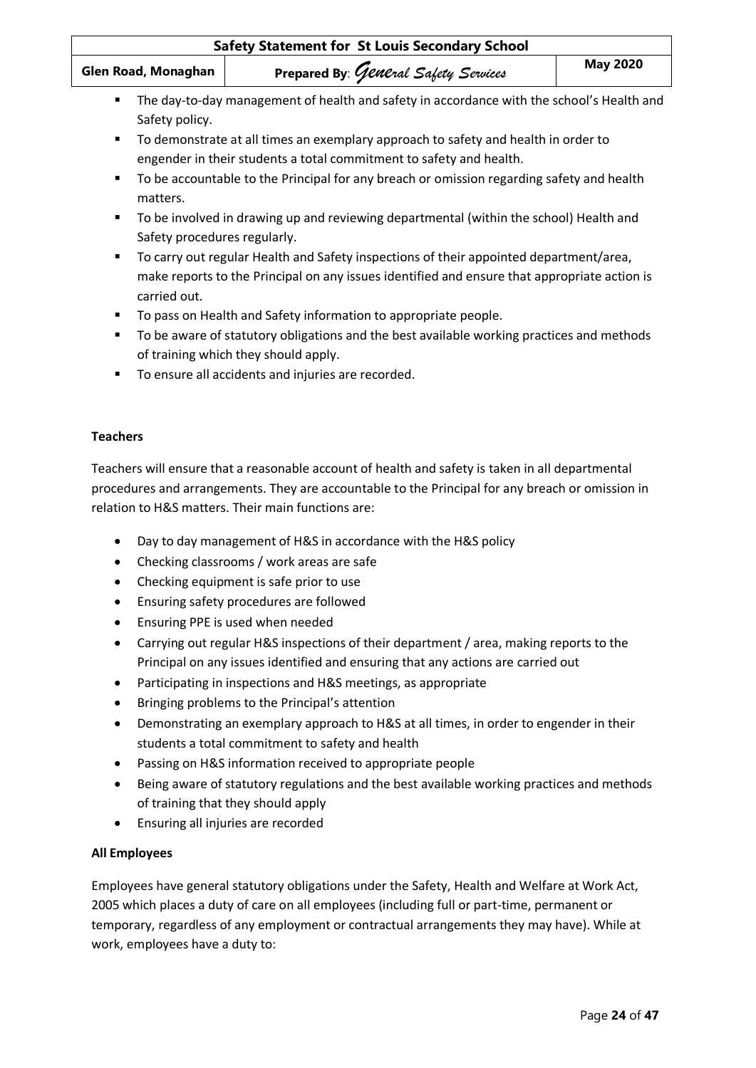- The day-to-day management of health and safety in accordance with the school's Health and Safety policy.
- To demonstrate at all times an exemplary approach to safety and health in order to engender in their students a total commitment to safety and health.
- To be accountable to the Principal for any breach or omission regarding safety and health matters.
- To be involved in drawing up and reviewing departmental (within the school) Health and Safety procedures regularly.
- To carry out regular Health and Safety inspections of their appointed department/area, make reports to the Principal on any issues identified and ensure that appropriate action is carried out.
- To pass on Health and Safety information to appropriate people.
- To be aware of statutory obligations and the best available working practices and methods of training which they should apply.
- To ensure all accidents and injuries are recorded.

**Teachers**

Teachers will ensure that a reasonable account of health and safety is taken in all departmental procedures and arrangements. They are accountable to the Principal for any breach or omission in relation to H&S matters. Their main functions are:

- Day to day management of H&S in accordance with the H&S policy
- Checking classrooms / work areas are safe
- Checking equipment is safe prior to use
- Ensuring safety procedures are followed
- Ensuring PPE is used when needed
- Carrying out regular H&S inspections of their department / area, making reports to the Principal on any issues identified and ensuring that any actions are carried out
- Participating in inspections and H&S meetings, as appropriate
- Bringing problems to the Principal's attention
- Demonstrating an exemplary approach to H&S at all times, in order to engender in their students a total commitment to safety and health
- Passing on H&S information received to appropriate people
- Being aware of statutory regulations and the best available working practices and methods of training that they should apply
- Ensuring all injuries are recorded

**All Employees**

Employees have general statutory obligations under the Safety, Health and Welfare at Work Act, 2005 which places a duty of care on all employees (including full or part-time, permanent or temporary, regardless of any employment or contractual arrangements they may have). While at work, employees have a duty to: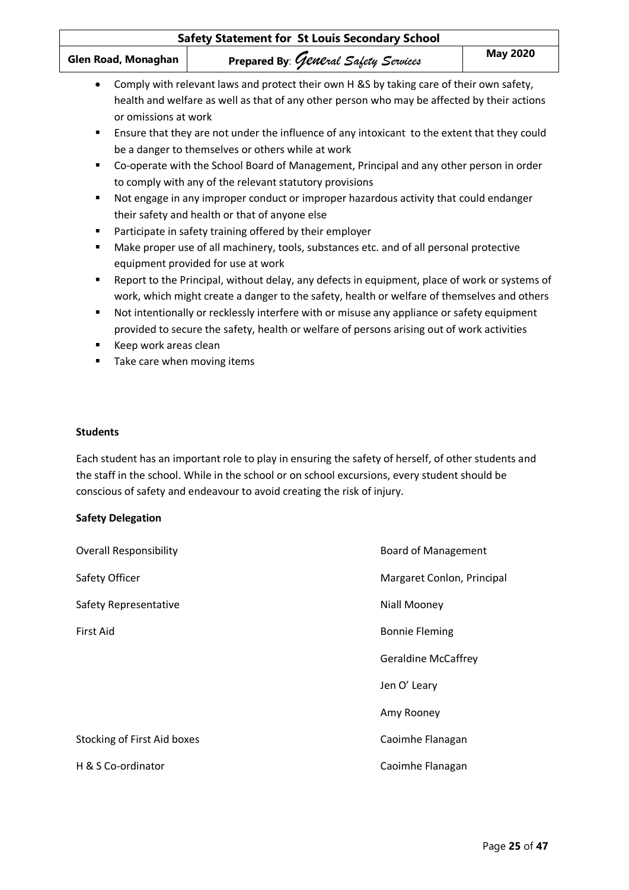- Comply with relevant laws and protect their own H &S by taking care of their own safety, health and welfare as well as that of any other person who may be affected by their actions or omissions at work
- Ensure that they are not under the influence of any intoxicant to the extent that they could be a danger to themselves or others while at work
- Co-operate with the School Board of Management, Principal and any other person in order to comply with any of the relevant statutory provisions
- Not engage in any improper conduct or improper hazardous activity that could endanger their safety and health or that of anyone else
- Participate in safety training offered by their employer
- Make proper use of all machinery, tools, substances etc. and of all personal protective equipment provided for use at work
- Report to the Principal, without delay, any defects in equipment, place of work or systems of work, which might create a danger to the safety, health or welfare of themselves and others
- Not intentionally or recklessly interfere with or misuse any appliance or safety equipment provided to secure the safety, health or welfare of persons arising out of work activities
- Keep work areas clean
- Take care when moving items

**Students**

Each student has an important role to play in ensuring the safety of herself, of other students and the staff in the school. While in the school or on school excursions, every student should be conscious of safety and endeavour to avoid creating the risk of injury.

**Safety Delegation**

| | |
|---|---|
| Overall Responsibility | Board of Management |
| Safety Officer | Margaret Conlon, Principal |
| Safety Representative | Niall Mooney |
| First Aid | Bonnie Fleming |
| | Geraldine McCaffrey |
| | Jen O' Leary |
| | Amy Rooney |
| Stocking of First Aid boxes | Caoimhe Flanagan |
| H & S Co-ordinator | Caoimhe Flanagan |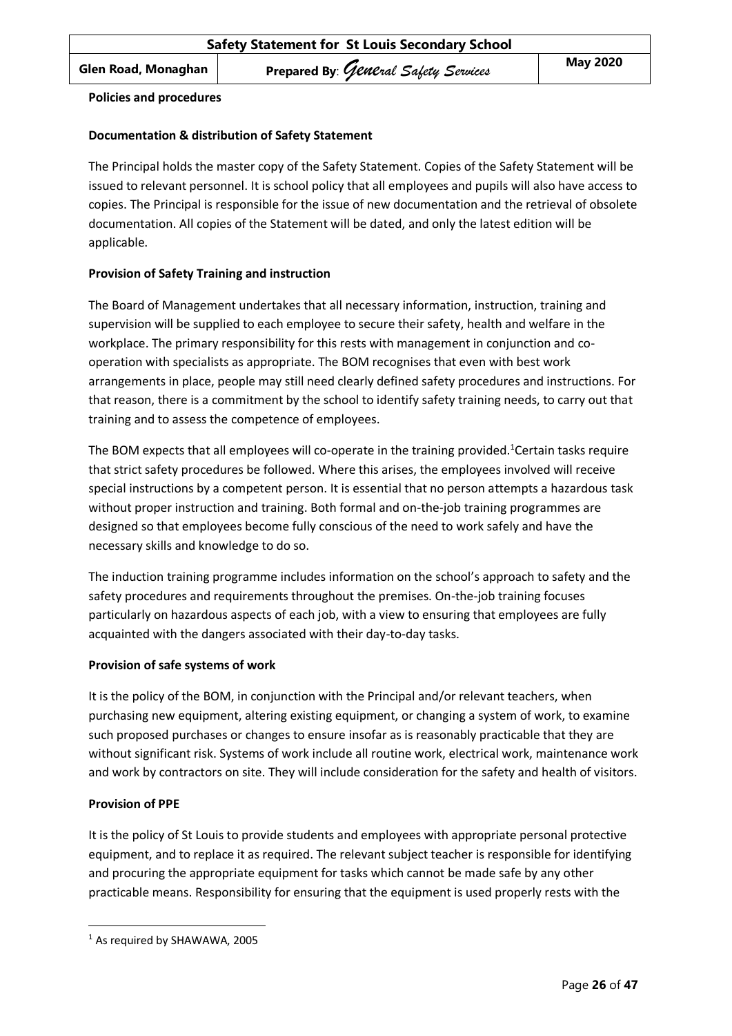**Policies and procedures**

**Documentation & distribution of Safety Statement**

The Principal holds the master copy of the Safety Statement. Copies of the Safety Statement will be issued to relevant personnel. It is school policy that all employees and pupils will also have access to copies. The Principal is responsible for the issue of new documentation and the retrieval of obsolete documentation. All copies of the Statement will be dated, and only the latest edition will be applicable.

**Provision of Safety Training and instruction**

The Board of Management undertakes that all necessary information, instruction, training and supervision will be supplied to each employee to secure their safety, health and welfare in the workplace. The primary responsibility for this rests with management in conjunction and co-operation with specialists as appropriate. The BOM recognises that even with best work arrangements in place, people may still need clearly defined safety procedures and instructions. For that reason, there is a commitment by the school to identify safety training needs, to carry out that training and to assess the competence of employees.

The BOM expects that all employees will co-operate in the training provided.[1]Certain tasks require that strict safety procedures be followed. Where this arises, the employees involved will receive special instructions by a competent person. It is essential that no person attempts a hazardous task without proper instruction and training. Both formal and on-the-job training programmes are designed so that employees become fully conscious of the need to work safely and have the necessary skills and knowledge to do so.

The induction training programme includes information on the school's approach to safety and the safety procedures and requirements throughout the premises. On-the-job training focuses particularly on hazardous aspects of each job, with a view to ensuring that employees are fully acquainted with the dangers associated with their day-to-day tasks.

**Provision of safe systems of work**

It is the policy of the BOM, in conjunction with the Principal and/or relevant teachers, when purchasing new equipment, altering existing equipment, or changing a system of work, to examine such proposed purchases or changes to ensure insofar as is reasonably practicable that they are without significant risk. Systems of work include all routine work, electrical work, maintenance work and work by contractors on site. They will include consideration for the safety and health of visitors.

**Provision of PPE**

It is the policy of St Louis to provide students and employees with appropriate personal protective equipment, and to replace it as required. The relevant subject teacher is responsible for identifying and procuring the appropriate equipment for tasks which cannot be made safe by any other practicable means. Responsibility for ensuring that the equipment is used properly rests with the

---

[1] As required by SHAWAWA, 2005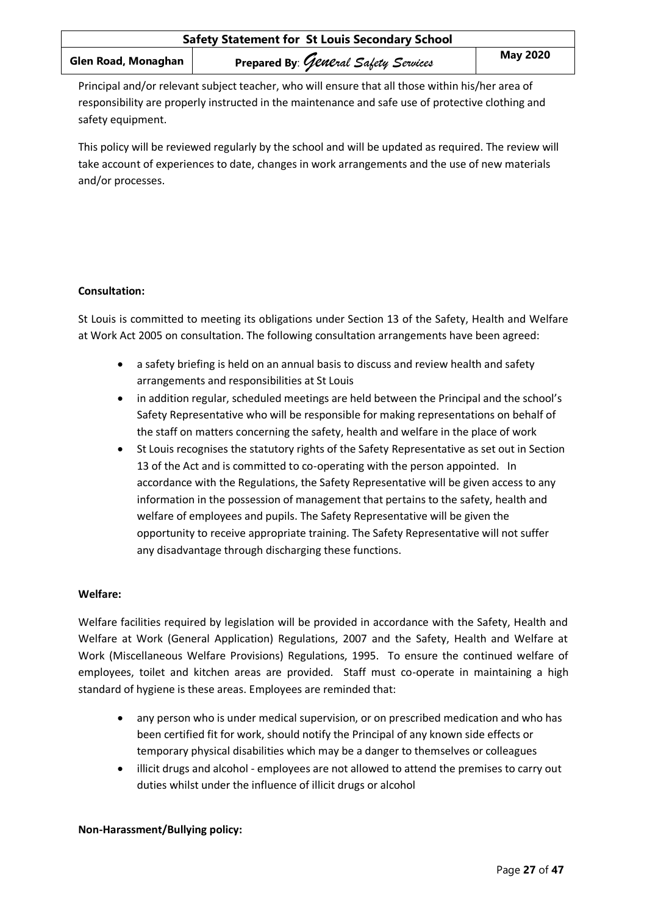Principal and/or relevant subject teacher, who will ensure that all those within his/her area of responsibility are properly instructed in the maintenance and safe use of protective clothing and safety equipment.

This policy will be reviewed regularly by the school and will be updated as required. The review will take account of experiences to date, changes in work arrangements and the use of new materials and/or processes.

**Consultation:**

St Louis is committed to meeting its obligations under Section 13 of the Safety, Health and Welfare at Work Act 2005 on consultation. The following consultation arrangements have been agreed:

- a safety briefing is held on an annual basis to discuss and review health and safety arrangements and responsibilities at St Louis
- in addition regular, scheduled meetings are held between the Principal and the school's Safety Representative who will be responsible for making representations on behalf of the staff on matters concerning the safety, health and welfare in the place of work
- St Louis recognises the statutory rights of the Safety Representative as set out in Section 13 of the Act and is committed to co-operating with the person appointed. In accordance with the Regulations, the Safety Representative will be given access to any information in the possession of management that pertains to the safety, health and welfare of employees and pupils. The Safety Representative will be given the opportunity to receive appropriate training. The Safety Representative will not suffer any disadvantage through discharging these functions.

**Welfare:**

Welfare facilities required by legislation will be provided in accordance with the Safety, Health and Welfare at Work (General Application) Regulations, 2007 and the Safety, Health and Welfare at Work (Miscellaneous Welfare Provisions) Regulations, 1995. To ensure the continued welfare of employees, toilet and kitchen areas are provided. Staff must co-operate in maintaining a high standard of hygiene is these areas. Employees are reminded that:

- any person who is under medical supervision, or on prescribed medication and who has been certified fit for work, should notify the Principal of any known side effects or temporary physical disabilities which may be a danger to themselves or colleagues
- illicit drugs and alcohol - employees are not allowed to attend the premises to carry out duties whilst under the influence of illicit drugs or alcohol

**Non-Harassment/Bullying policy:**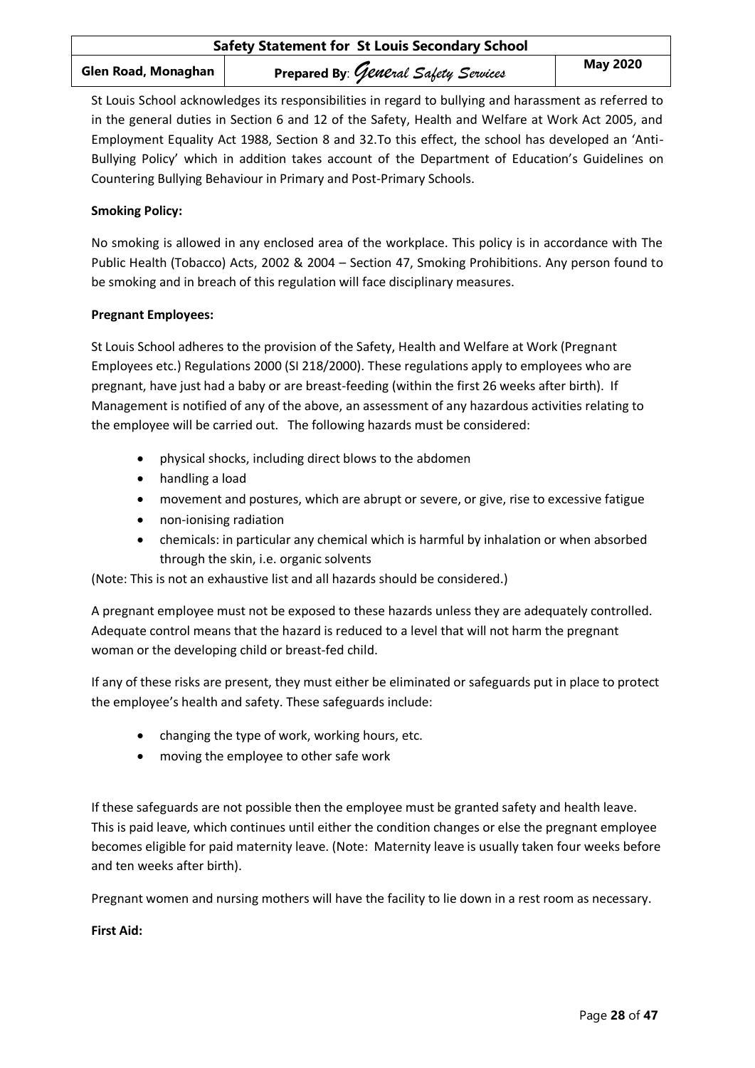St Louis School acknowledges its responsibilities in regard to bullying and harassment as referred to in the general duties in Section 6 and 12 of the Safety, Health and Welfare at Work Act 2005, and Employment Equality Act 1988, Section 8 and 32.To this effect, the school has developed an 'Anti-Bullying Policy' which in addition takes account of the Department of Education's Guidelines on Countering Bullying Behaviour in Primary and Post-Primary Schools.

**Smoking Policy:**

No smoking is allowed in any enclosed area of the workplace. This policy is in accordance with The Public Health (Tobacco) Acts, 2002 & 2004 – Section 47, Smoking Prohibitions. Any person found to be smoking and in breach of this regulation will face disciplinary measures.

**Pregnant Employees:**

St Louis School adheres to the provision of the Safety, Health and Welfare at Work (Pregnant Employees etc.) Regulations 2000 (SI 218/2000). These regulations apply to employees who are pregnant, have just had a baby or are breast-feeding (within the first 26 weeks after birth). If Management is notified of any of the above, an assessment of any hazardous activities relating to the employee will be carried out. The following hazards must be considered:

- physical shocks, including direct blows to the abdomen
- handling a load
- movement and postures, which are abrupt or severe, or give, rise to excessive fatigue
- non-ionising radiation
- chemicals: in particular any chemical which is harmful by inhalation or when absorbed through the skin, i.e. organic solvents

(Note: This is not an exhaustive list and all hazards should be considered.)

A pregnant employee must not be exposed to these hazards unless they are adequately controlled. Adequate control means that the hazard is reduced to a level that will not harm the pregnant woman or the developing child or breast-fed child.

If any of these risks are present, they must either be eliminated or safeguards put in place to protect the employee's health and safety. These safeguards include:

- changing the type of work, working hours, etc.
- moving the employee to other safe work

If these safeguards are not possible then the employee must be granted safety and health leave. This is paid leave, which continues until either the condition changes or else the pregnant employee becomes eligible for paid maternity leave. (Note: Maternity leave is usually taken four weeks before and ten weeks after birth).

Pregnant women and nursing mothers will have the facility to lie down in a rest room as necessary.

**First Aid:**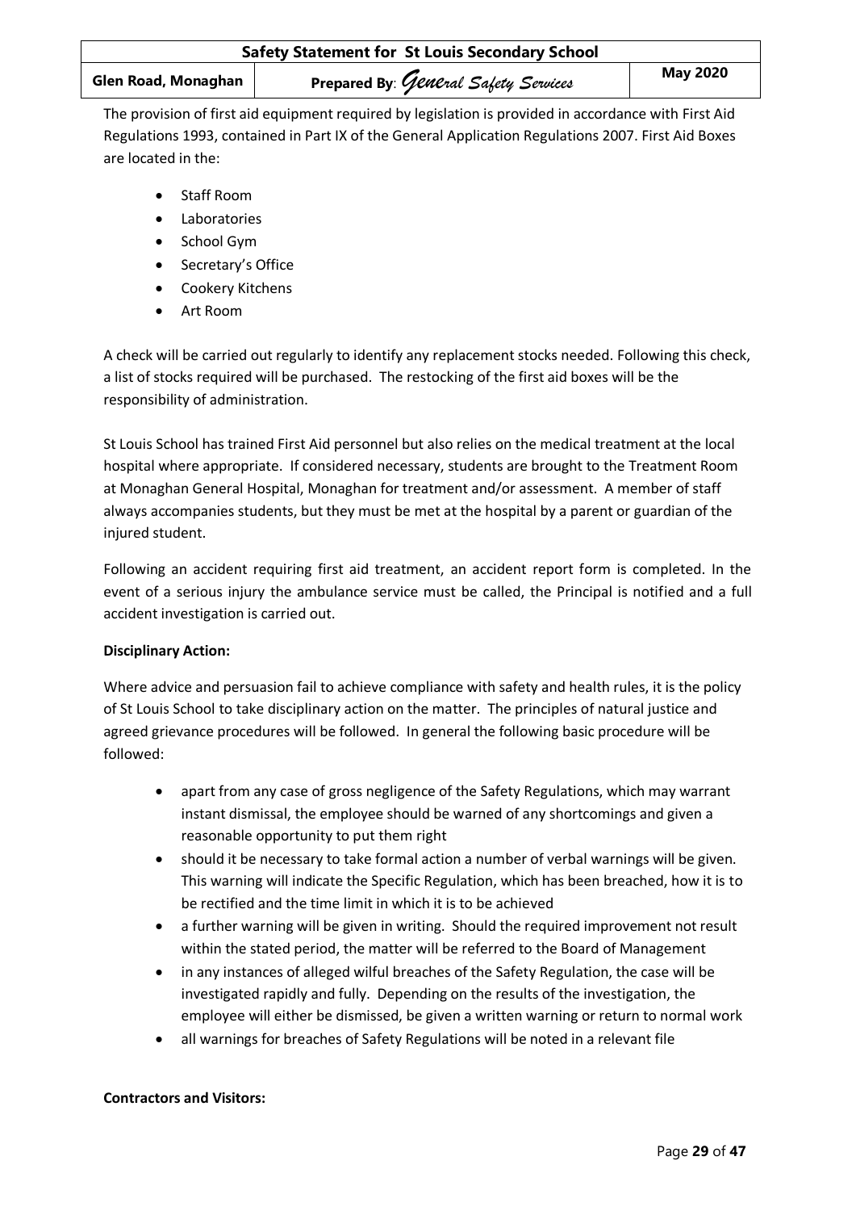The provision of first aid equipment required by legislation is provided in accordance with First Aid Regulations 1993, contained in Part IX of the General Application Regulations 2007. First Aid Boxes are located in the:

- Staff Room
- Laboratories
- School Gym
- Secretary's Office
- Cookery Kitchens
- Art Room

A check will be carried out regularly to identify any replacement stocks needed. Following this check, a list of stocks required will be purchased. The restocking of the first aid boxes will be the responsibility of administration.

St Louis School has trained First Aid personnel but also relies on the medical treatment at the local hospital where appropriate. If considered necessary, students are brought to the Treatment Room at Monaghan General Hospital, Monaghan for treatment and/or assessment. A member of staff always accompanies students, but they must be met at the hospital by a parent or guardian of the injured student.

Following an accident requiring first aid treatment, an accident report form is completed. In the event of a serious injury the ambulance service must be called, the Principal is notified and a full accident investigation is carried out.

**Disciplinary Action:**

Where advice and persuasion fail to achieve compliance with safety and health rules, it is the policy of St Louis School to take disciplinary action on the matter. The principles of natural justice and agreed grievance procedures will be followed. In general the following basic procedure will be followed:

- apart from any case of gross negligence of the Safety Regulations, which may warrant instant dismissal, the employee should be warned of any shortcomings and given a reasonable opportunity to put them right
- should it be necessary to take formal action a number of verbal warnings will be given. This warning will indicate the Specific Regulation, which has been breached, how it is to be rectified and the time limit in which it is to be achieved
- a further warning will be given in writing. Should the required improvement not result within the stated period, the matter will be referred to the Board of Management
- in any instances of alleged wilful breaches of the Safety Regulation, the case will be investigated rapidly and fully. Depending on the results of the investigation, the employee will either be dismissed, be given a written warning or return to normal work
- all warnings for breaches of Safety Regulations will be noted in a relevant file

**Contractors and Visitors:**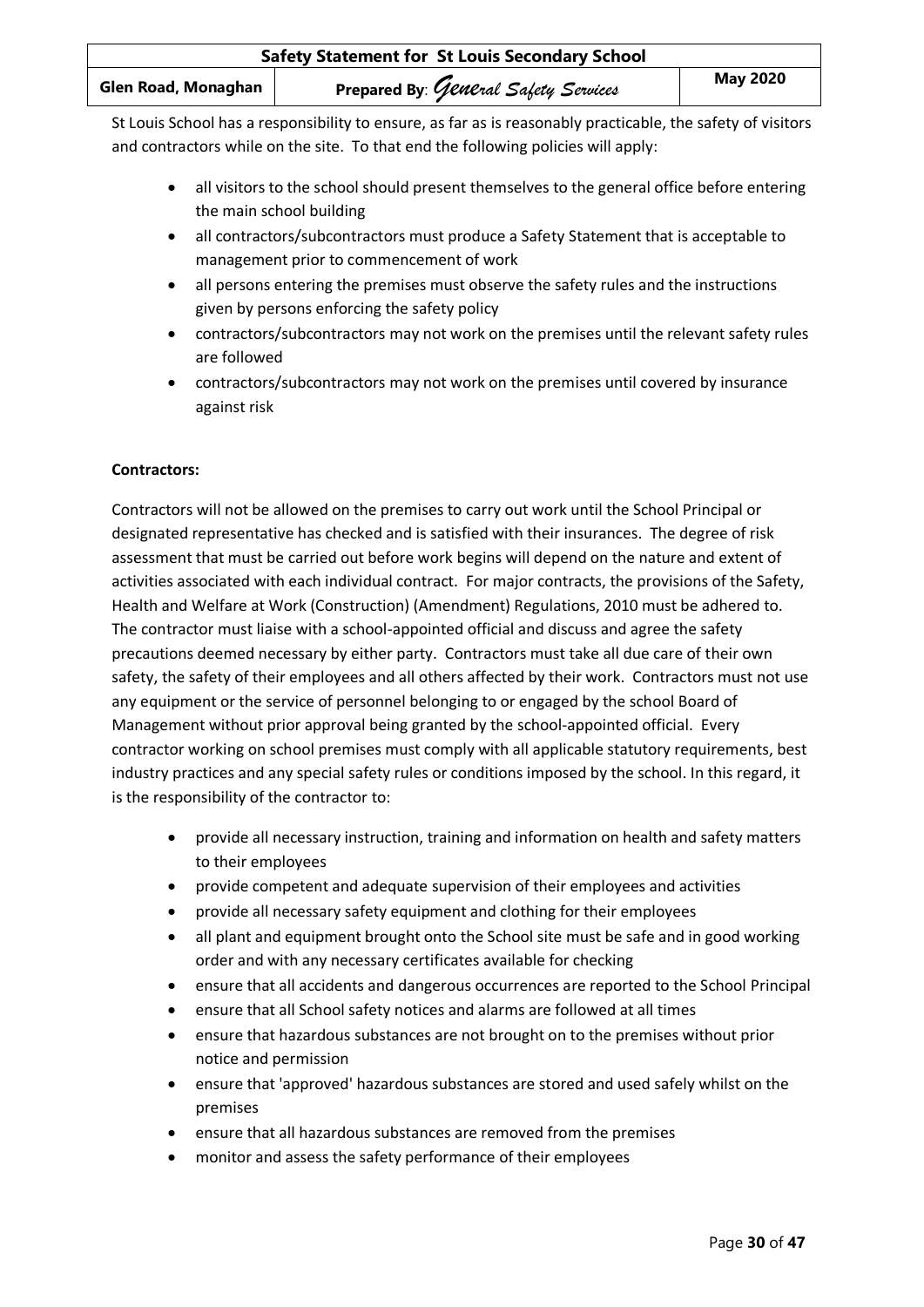St Louis School has a responsibility to ensure, as far as is reasonably practicable, the safety of visitors and contractors while on the site. To that end the following policies will apply:

- all visitors to the school should present themselves to the general office before entering the main school building
- all contractors/subcontractors must produce a Safety Statement that is acceptable to management prior to commencement of work
- all persons entering the premises must observe the safety rules and the instructions given by persons enforcing the safety policy
- contractors/subcontractors may not work on the premises until the relevant safety rules are followed
- contractors/subcontractors may not work on the premises until covered by insurance against risk

**Contractors:**

Contractors will not be allowed on the premises to carry out work until the School Principal or designated representative has checked and is satisfied with their insurances. The degree of risk assessment that must be carried out before work begins will depend on the nature and extent of activities associated with each individual contract. For major contracts, the provisions of the Safety, Health and Welfare at Work (Construction) (Amendment) Regulations, 2010 must be adhered to. The contractor must liaise with a school-appointed official and discuss and agree the safety precautions deemed necessary by either party. Contractors must take all due care of their own safety, the safety of their employees and all others affected by their work. Contractors must not use any equipment or the service of personnel belonging to or engaged by the school Board of Management without prior approval being granted by the school-appointed official. Every contractor working on school premises must comply with all applicable statutory requirements, best industry practices and any special safety rules or conditions imposed by the school. In this regard, it is the responsibility of the contractor to:

- provide all necessary instruction, training and information on health and safety matters to their employees
- provide competent and adequate supervision of their employees and activities
- provide all necessary safety equipment and clothing for their employees
- all plant and equipment brought onto the School site must be safe and in good working order and with any necessary certificates available for checking
- ensure that all accidents and dangerous occurrences are reported to the School Principal
- ensure that all School safety notices and alarms are followed at all times
- ensure that hazardous substances are not brought on to the premises without prior notice and permission
- ensure that 'approved' hazardous substances are stored and used safely whilst on the premises
- ensure that all hazardous substances are removed from the premises
- monitor and assess the safety performance of their employees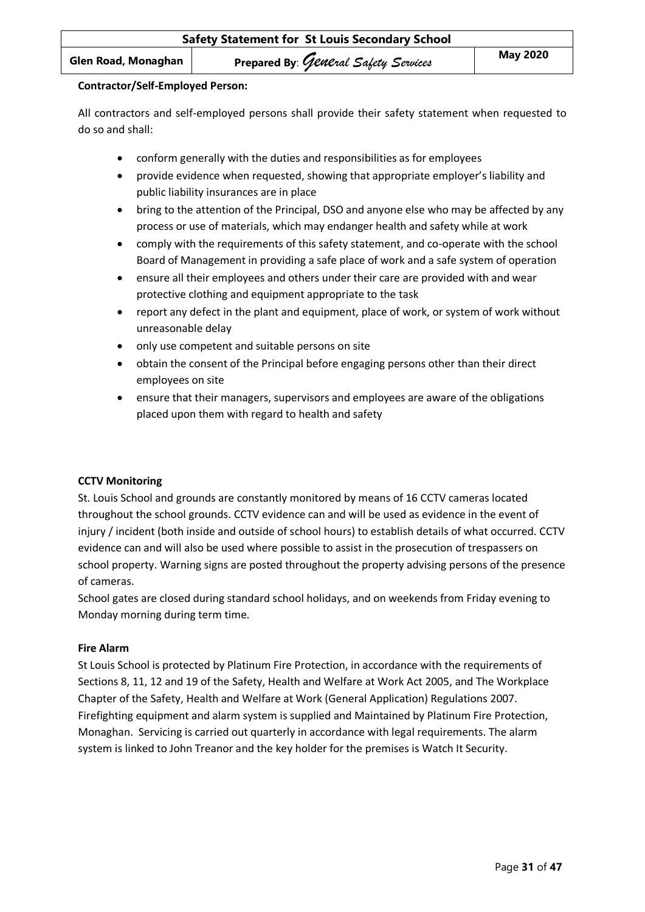**Contractor/Self-Employed Person:**

All contractors and self-employed persons shall provide their safety statement when requested to do so and shall:

- conform generally with the duties and responsibilities as for employees
- provide evidence when requested, showing that appropriate employer's liability and public liability insurances are in place
- bring to the attention of the Principal, DSO and anyone else who may be affected by any process or use of materials, which may endanger health and safety while at work
- comply with the requirements of this safety statement, and co-operate with the school Board of Management in providing a safe place of work and a safe system of operation
- ensure all their employees and others under their care are provided with and wear protective clothing and equipment appropriate to the task
- report any defect in the plant and equipment, place of work, or system of work without unreasonable delay
- only use competent and suitable persons on site
- obtain the consent of the Principal before engaging persons other than their direct employees on site
- ensure that their managers, supervisors and employees are aware of the obligations placed upon them with regard to health and safety

**CCTV Monitoring**

St. Louis School and grounds are constantly monitored by means of 16 CCTV cameras located throughout the school grounds. CCTV evidence can and will be used as evidence in the event of injury / incident (both inside and outside of school hours) to establish details of what occurred. CCTV evidence can and will also be used where possible to assist in the prosecution of trespassers on school property. Warning signs are posted throughout the property advising persons of the presence of cameras.

School gates are closed during standard school holidays, and on weekends from Friday evening to Monday morning during term time.

**Fire Alarm**

St Louis School is protected by Platinum Fire Protection, in accordance with the requirements of Sections 8, 11, 12 and 19 of the Safety, Health and Welfare at Work Act 2005, and The Workplace Chapter of the Safety, Health and Welfare at Work (General Application) Regulations 2007. Firefighting equipment and alarm system is supplied and Maintained by Platinum Fire Protection, Monaghan. Servicing is carried out quarterly in accordance with legal requirements. The alarm system is linked to John Treanor and the key holder for the premises is Watch It Security.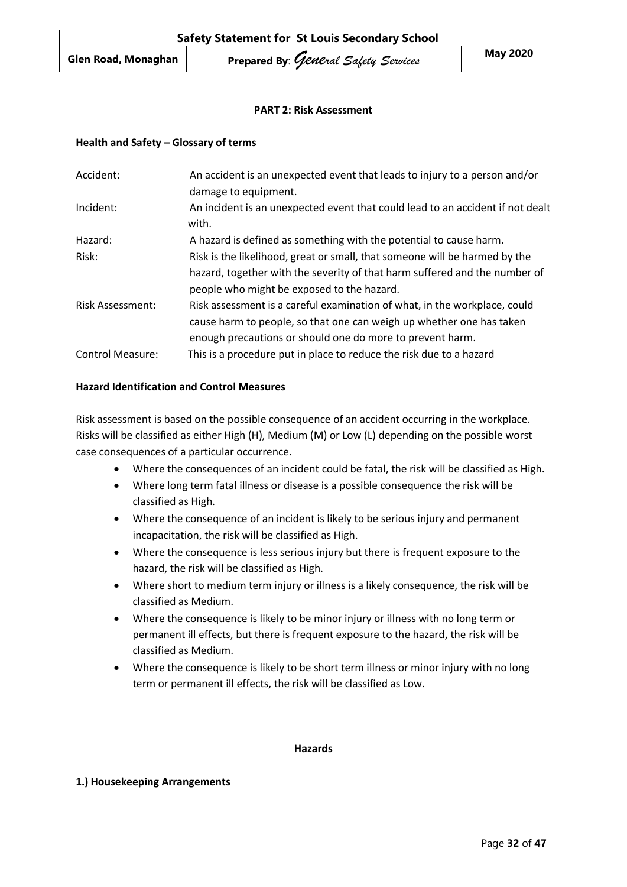**PART 2: Risk Assessment**

**Health and Safety – Glossary of terms**

| | |
|---|---|
| Accident: | An accident is an unexpected event that leads to injury to a person and/or damage to equipment. |
| Incident: | An incident is an unexpected event that could lead to an accident if not dealt with. |
| Hazard: | A hazard is defined as something with the potential to cause harm. |
| Risk: | Risk is the likelihood, great or small, that someone will be harmed by the hazard, together with the severity of that harm suffered and the number of people who might be exposed to the hazard. |
| Risk Assessment: | Risk assessment is a careful examination of what, in the workplace, could cause harm to people, so that one can weigh up whether one has taken enough precautions or should one do more to prevent harm. |
| Control Measure: | This is a procedure put in place to reduce the risk due to a hazard |

**Hazard Identification and Control Measures**

Risk assessment is based on the possible consequence of an accident occurring in the workplace. Risks will be classified as either High (H), Medium (M) or Low (L) depending on the possible worst case consequences of a particular occurrence.

- Where the consequences of an incident could be fatal, the risk will be classified as High.
- Where long term fatal illness or disease is a possible consequence the risk will be classified as High.
- Where the consequence of an incident is likely to be serious injury and permanent incapacitation, the risk will be classified as High.
- Where the consequence is less serious injury but there is frequent exposure to the hazard, the risk will be classified as High.
- Where short to medium term injury or illness is a likely consequence, the risk will be classified as Medium.
- Where the consequence is likely to be minor injury or illness with no long term or permanent ill effects, but there is frequent exposure to the hazard, the risk will be classified as Medium.
- Where the consequence is likely to be short term illness or minor injury with no long term or permanent ill effects, the risk will be classified as Low.

**Hazards**

**1.) Housekeeping Arrangements**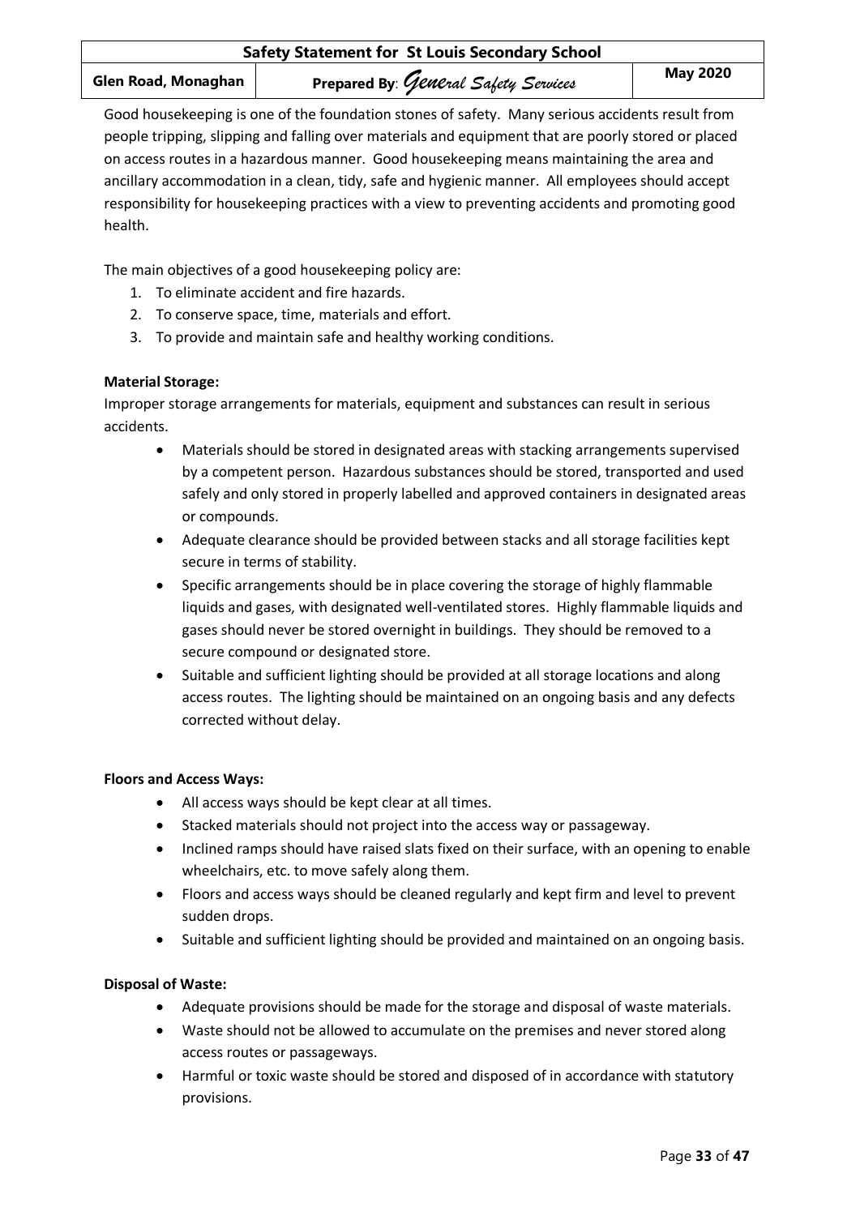Good housekeeping is one of the foundation stones of safety. Many serious accidents result from people tripping, slipping and falling over materials and equipment that are poorly stored or placed on access routes in a hazardous manner. Good housekeeping means maintaining the area and ancillary accommodation in a clean, tidy, safe and hygienic manner. All employees should accept responsibility for housekeeping practices with a view to preventing accidents and promoting good health.

The main objectives of a good housekeeping policy are:

1. To eliminate accident and fire hazards.
2. To conserve space, time, materials and effort.
3. To provide and maintain safe and healthy working conditions.

**Material Storage:**

Improper storage arrangements for materials, equipment and substances can result in serious accidents.

- Materials should be stored in designated areas with stacking arrangements supervised by a competent person. Hazardous substances should be stored, transported and used safely and only stored in properly labelled and approved containers in designated areas or compounds.
- Adequate clearance should be provided between stacks and all storage facilities kept secure in terms of stability.
- Specific arrangements should be in place covering the storage of highly flammable liquids and gases, with designated well-ventilated stores. Highly flammable liquids and gases should never be stored overnight in buildings. They should be removed to a secure compound or designated store.
- Suitable and sufficient lighting should be provided at all storage locations and along access routes. The lighting should be maintained on an ongoing basis and any defects corrected without delay.

**Floors and Access Ways:**

- All access ways should be kept clear at all times.
- Stacked materials should not project into the access way or passageway.
- Inclined ramps should have raised slats fixed on their surface, with an opening to enable wheelchairs, etc. to move safely along them.
- Floors and access ways should be cleaned regularly and kept firm and level to prevent sudden drops.
- Suitable and sufficient lighting should be provided and maintained on an ongoing basis.

**Disposal of Waste:**

- Adequate provisions should be made for the storage and disposal of waste materials.
- Waste should not be allowed to accumulate on the premises and never stored along access routes or passageways.
- Harmful or toxic waste should be stored and disposed of in accordance with statutory provisions.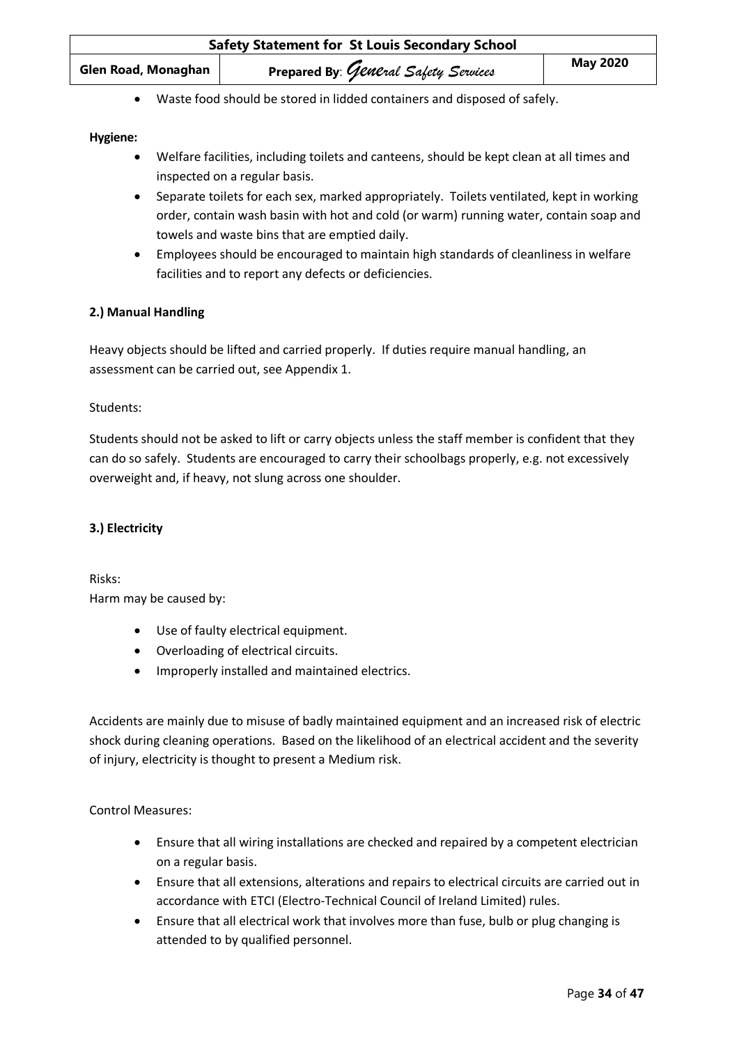- Waste food should be stored in lidded containers and disposed of safely.

**Hygiene:**

- Welfare facilities, including toilets and canteens, should be kept clean at all times and inspected on a regular basis.
- Separate toilets for each sex, marked appropriately. Toilets ventilated, kept in working order, contain wash basin with hot and cold (or warm) running water, contain soap and towels and waste bins that are emptied daily.
- Employees should be encouraged to maintain high standards of cleanliness in welfare facilities and to report any defects or deficiencies.

**2.) Manual Handling**

Heavy objects should be lifted and carried properly. If duties require manual handling, an assessment can be carried out, see Appendix 1.

Students:

Students should not be asked to lift or carry objects unless the staff member is confident that they can do so safely. Students are encouraged to carry their schoolbags properly, e.g. not excessively overweight and, if heavy, not slung across one shoulder.

**3.) Electricity**

Risks:
Harm may be caused by:

- Use of faulty electrical equipment.
- Overloading of electrical circuits.
- Improperly installed and maintained electrics.

Accidents are mainly due to misuse of badly maintained equipment and an increased risk of electric shock during cleaning operations. Based on the likelihood of an electrical accident and the severity of injury, electricity is thought to present a Medium risk.

Control Measures:

- Ensure that all wiring installations are checked and repaired by a competent electrician on a regular basis.
- Ensure that all extensions, alterations and repairs to electrical circuits are carried out in accordance with ETCI (Electro-Technical Council of Ireland Limited) rules.
- Ensure that all electrical work that involves more than fuse, bulb or plug changing is attended to by qualified personnel.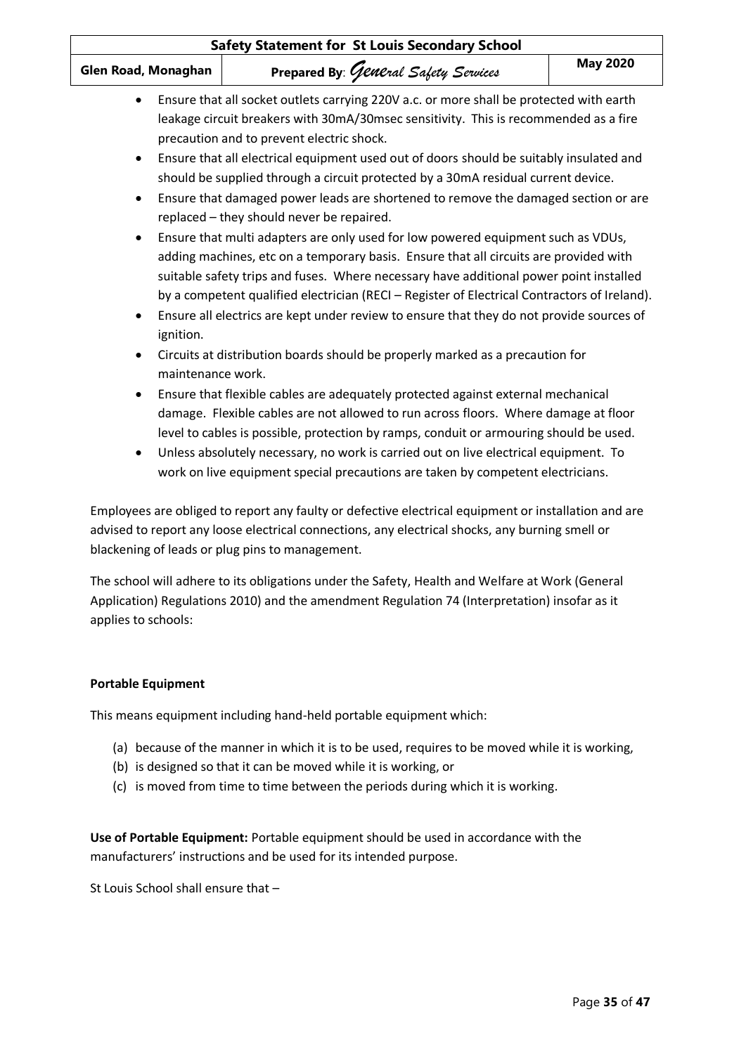- Ensure that all socket outlets carrying 220V a.c. or more shall be protected with earth leakage circuit breakers with 30mA/30msec sensitivity. This is recommended as a fire precaution and to prevent electric shock.
- Ensure that all electrical equipment used out of doors should be suitably insulated and should be supplied through a circuit protected by a 30mA residual current device.
- Ensure that damaged power leads are shortened to remove the damaged section or are replaced – they should never be repaired.
- Ensure that multi adapters are only used for low powered equipment such as VDUs, adding machines, etc on a temporary basis. Ensure that all circuits are provided with suitable safety trips and fuses. Where necessary have additional power point installed by a competent qualified electrician (RECI – Register of Electrical Contractors of Ireland).
- Ensure all electrics are kept under review to ensure that they do not provide sources of ignition.
- Circuits at distribution boards should be properly marked as a precaution for maintenance work.
- Ensure that flexible cables are adequately protected against external mechanical damage. Flexible cables are not allowed to run across floors. Where damage at floor level to cables is possible, protection by ramps, conduit or armouring should be used.
- Unless absolutely necessary, no work is carried out on live electrical equipment. To work on live equipment special precautions are taken by competent electricians.

Employees are obliged to report any faulty or defective electrical equipment or installation and are advised to report any loose electrical connections, any electrical shocks, any burning smell or blackening of leads or plug pins to management.

The school will adhere to its obligations under the Safety, Health and Welfare at Work (General Application) Regulations 2010) and the amendment Regulation 74 (Interpretation) insofar as it applies to schools:

**Portable Equipment**

This means equipment including hand-held portable equipment which:

(a) because of the manner in which it is to be used, requires to be moved while it is working,
(b) is designed so that it can be moved while it is working, or
(c) is moved from time to time between the periods during which it is working.

**Use of Portable Equipment:** Portable equipment should be used in accordance with the manufacturers' instructions and be used for its intended purpose.

St Louis School shall ensure that –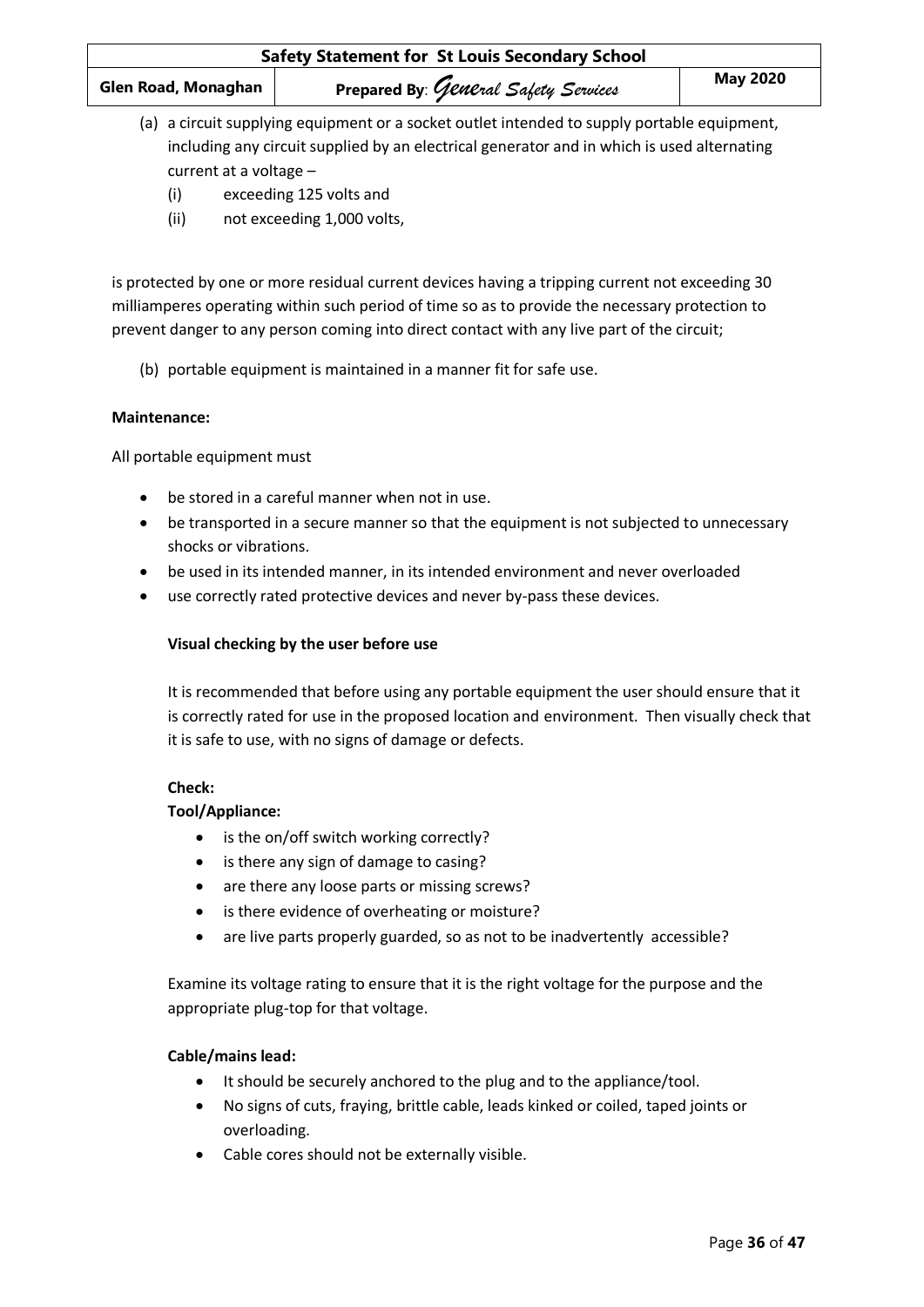(a) a circuit supplying equipment or a socket outlet intended to supply portable equipment, including any circuit supplied by an electrical generator and in which is used alternating current at a voltage –

   (i) exceeding 125 volts and

   (ii) not exceeding 1,000 volts,

is protected by one or more residual current devices having a tripping current not exceeding 30 milliamperes operating within such period of time so as to provide the necessary protection to prevent danger to any person coming into direct contact with any live part of the circuit;

(b) portable equipment is maintained in a manner fit for safe use.

**Maintenance:**

All portable equipment must

- be stored in a careful manner when not in use.
- be transported in a secure manner so that the equipment is not subjected to unnecessary shocks or vibrations.
- be used in its intended manner, in its intended environment and never overloaded
- use correctly rated protective devices and never by-pass these devices.

**Visual checking by the user before use**

It is recommended that before using any portable equipment the user should ensure that it is correctly rated for use in the proposed location and environment. Then visually check that it is safe to use, with no signs of damage or defects.

**Check:**

**Tool/Appliance:**

- is the on/off switch working correctly?
- is there any sign of damage to casing?
- are there any loose parts or missing screws?
- is there evidence of overheating or moisture?
- are live parts properly guarded, so as not to be inadvertently accessible?

Examine its voltage rating to ensure that it is the right voltage for the purpose and the appropriate plug-top for that voltage.

**Cable/mains lead:**

- It should be securely anchored to the plug and to the appliance/tool.
- No signs of cuts, fraying, brittle cable, leads kinked or coiled, taped joints or overloading.
- Cable cores should not be externally visible.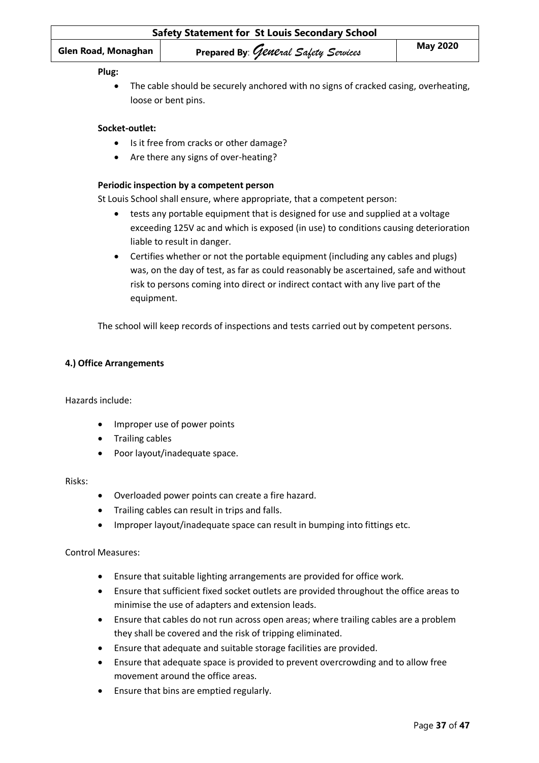**Plug:**

- The cable should be securely anchored with no signs of cracked casing, overheating, loose or bent pins.

**Socket-outlet:**

- Is it free from cracks or other damage?
- Are there any signs of over-heating?

**Periodic inspection by a competent person**

St Louis School shall ensure, where appropriate, that a competent person:

- tests any portable equipment that is designed for use and supplied at a voltage exceeding 125V ac and which is exposed (in use) to conditions causing deterioration liable to result in danger.
- Certifies whether or not the portable equipment (including any cables and plugs) was, on the day of test, as far as could reasonably be ascertained, safe and without risk to persons coming into direct or indirect contact with any live part of the equipment.

The school will keep records of inspections and tests carried out by competent persons.

**4.) Office Arrangements**

Hazards include:

- Improper use of power points
- Trailing cables
- Poor layout/inadequate space.

Risks:

- Overloaded power points can create a fire hazard.
- Trailing cables can result in trips and falls.
- Improper layout/inadequate space can result in bumping into fittings etc.

Control Measures:

- Ensure that suitable lighting arrangements are provided for office work.
- Ensure that sufficient fixed socket outlets are provided throughout the office areas to minimise the use of adapters and extension leads.
- Ensure that cables do not run across open areas; where trailing cables are a problem they shall be covered and the risk of tripping eliminated.
- Ensure that adequate and suitable storage facilities are provided.
- Ensure that adequate space is provided to prevent overcrowding and to allow free movement around the office areas.
- Ensure that bins are emptied regularly.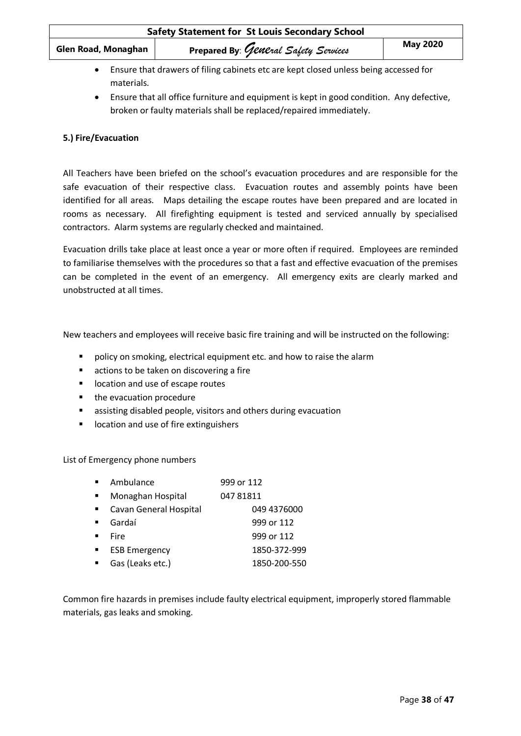- Ensure that drawers of filing cabinets etc are kept closed unless being accessed for materials.
- Ensure that all office furniture and equipment is kept in good condition. Any defective, broken or faulty materials shall be replaced/repaired immediately.

**5.) Fire/Evacuation**

All Teachers have been briefed on the school's evacuation procedures and are responsible for the safe evacuation of their respective class. Evacuation routes and assembly points have been identified for all areas. Maps detailing the escape routes have been prepared and are located in rooms as necessary. All firefighting equipment is tested and serviced annually by specialised contractors. Alarm systems are regularly checked and maintained.

Evacuation drills take place at least once a year or more often if required. Employees are reminded to familiarise themselves with the procedures so that a fast and effective evacuation of the premises can be completed in the event of an emergency. All emergency exits are clearly marked and unobstructed at all times.

New teachers and employees will receive basic fire training and will be instructed on the following:

- policy on smoking, electrical equipment etc. and how to raise the alarm
- actions to be taken on discovering a fire
- location and use of escape routes
- the evacuation procedure
- assisting disabled people, visitors and others during evacuation
- location and use of fire extinguishers

List of Emergency phone numbers

- Ambulance 999 or 112
- Monaghan Hospital 047 81811
- Cavan General Hospital 049 4376000
- Gardaí 999 or 112
- Fire 999 or 112
- ESB Emergency 1850-372-999
- Gas (Leaks etc.) 1850-200-550

Common fire hazards in premises include faulty electrical equipment, improperly stored flammable materials, gas leaks and smoking.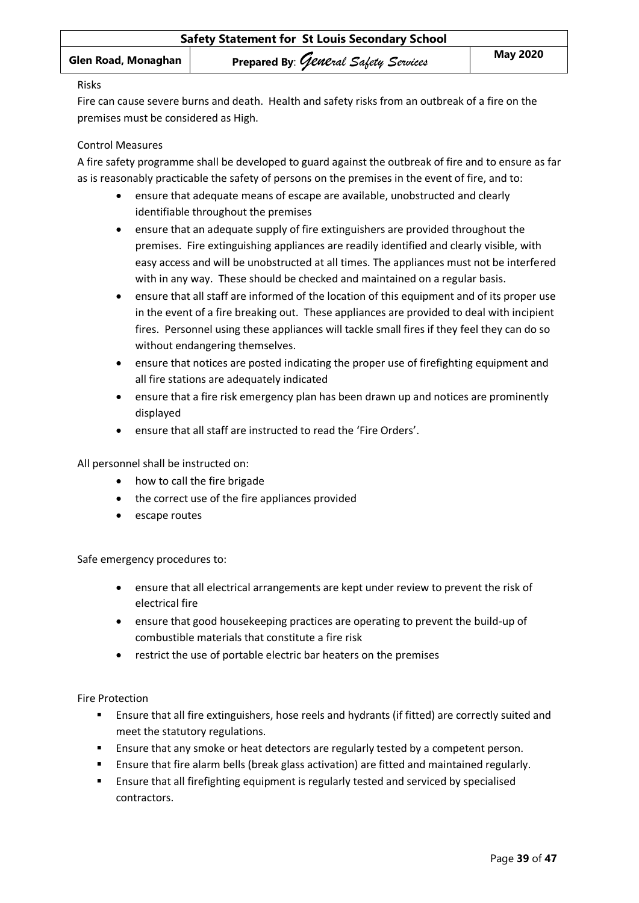Risks

Fire can cause severe burns and death. Health and safety risks from an outbreak of a fire on the premises must be considered as High.

Control Measures

A fire safety programme shall be developed to guard against the outbreak of fire and to ensure as far as is reasonably practicable the safety of persons on the premises in the event of fire, and to:

- ensure that adequate means of escape are available, unobstructed and clearly identifiable throughout the premises
- ensure that an adequate supply of fire extinguishers are provided throughout the premises. Fire extinguishing appliances are readily identified and clearly visible, with easy access and will be unobstructed at all times. The appliances must not be interfered with in any way. These should be checked and maintained on a regular basis.
- ensure that all staff are informed of the location of this equipment and of its proper use in the event of a fire breaking out. These appliances are provided to deal with incipient fires. Personnel using these appliances will tackle small fires if they feel they can do so without endangering themselves.
- ensure that notices are posted indicating the proper use of firefighting equipment and all fire stations are adequately indicated
- ensure that a fire risk emergency plan has been drawn up and notices are prominently displayed
- ensure that all staff are instructed to read the 'Fire Orders'.

All personnel shall be instructed on:

- how to call the fire brigade
- the correct use of the fire appliances provided
- escape routes

Safe emergency procedures to:

- ensure that all electrical arrangements are kept under review to prevent the risk of electrical fire
- ensure that good housekeeping practices are operating to prevent the build-up of combustible materials that constitute a fire risk
- restrict the use of portable electric bar heaters on the premises

Fire Protection

- Ensure that all fire extinguishers, hose reels and hydrants (if fitted) are correctly suited and meet the statutory regulations.
- Ensure that any smoke or heat detectors are regularly tested by a competent person.
- Ensure that fire alarm bells (break glass activation) are fitted and maintained regularly.
- Ensure that all firefighting equipment is regularly tested and serviced by specialised contractors.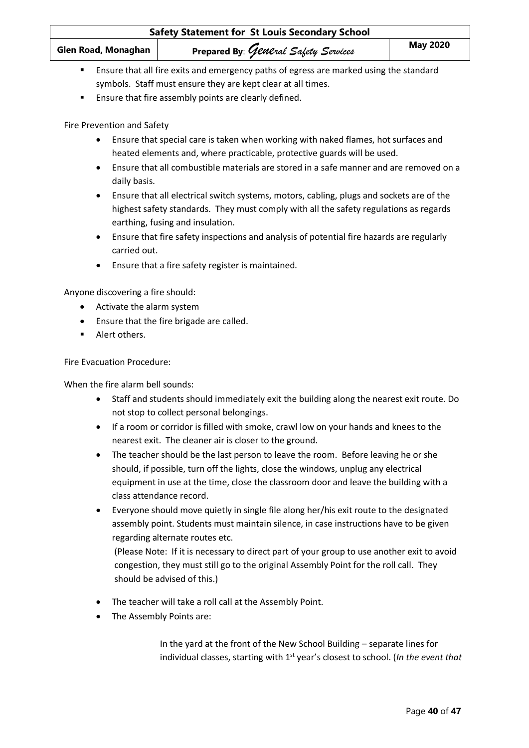- Ensure that all fire exits and emergency paths of egress are marked using the standard symbols. Staff must ensure they are kept clear at all times.
- Ensure that fire assembly points are clearly defined.

Fire Prevention and Safety

- Ensure that special care is taken when working with naked flames, hot surfaces and heated elements and, where practicable, protective guards will be used.
- Ensure that all combustible materials are stored in a safe manner and are removed on a daily basis.
- Ensure that all electrical switch systems, motors, cabling, plugs and sockets are of the highest safety standards. They must comply with all the safety regulations as regards earthing, fusing and insulation.
- Ensure that fire safety inspections and analysis of potential fire hazards are regularly carried out.
- Ensure that a fire safety register is maintained.

Anyone discovering a fire should:

- Activate the alarm system
- Ensure that the fire brigade are called.
- Alert others.

Fire Evacuation Procedure:

When the fire alarm bell sounds:

- Staff and students should immediately exit the building along the nearest exit route. Do not stop to collect personal belongings.
- If a room or corridor is filled with smoke, crawl low on your hands and knees to the nearest exit. The cleaner air is closer to the ground.
- The teacher should be the last person to leave the room. Before leaving he or she should, if possible, turn off the lights, close the windows, unplug any electrical equipment in use at the time, close the classroom door and leave the building with a class attendance record.
- Everyone should move quietly in single file along her/his exit route to the designated assembly point. Students must maintain silence, in case instructions have to be given regarding alternate routes etc.

  (Please Note: If it is necessary to direct part of your group to use another exit to avoid congestion, they must still go to the original Assembly Point for the roll call. They should be advised of this.)

- The teacher will take a roll call at the Assembly Point.
- The Assembly Points are:

  In the yard at the front of the New School Building – separate lines for individual classes, starting with 1st year's closest to school. (*In the event that*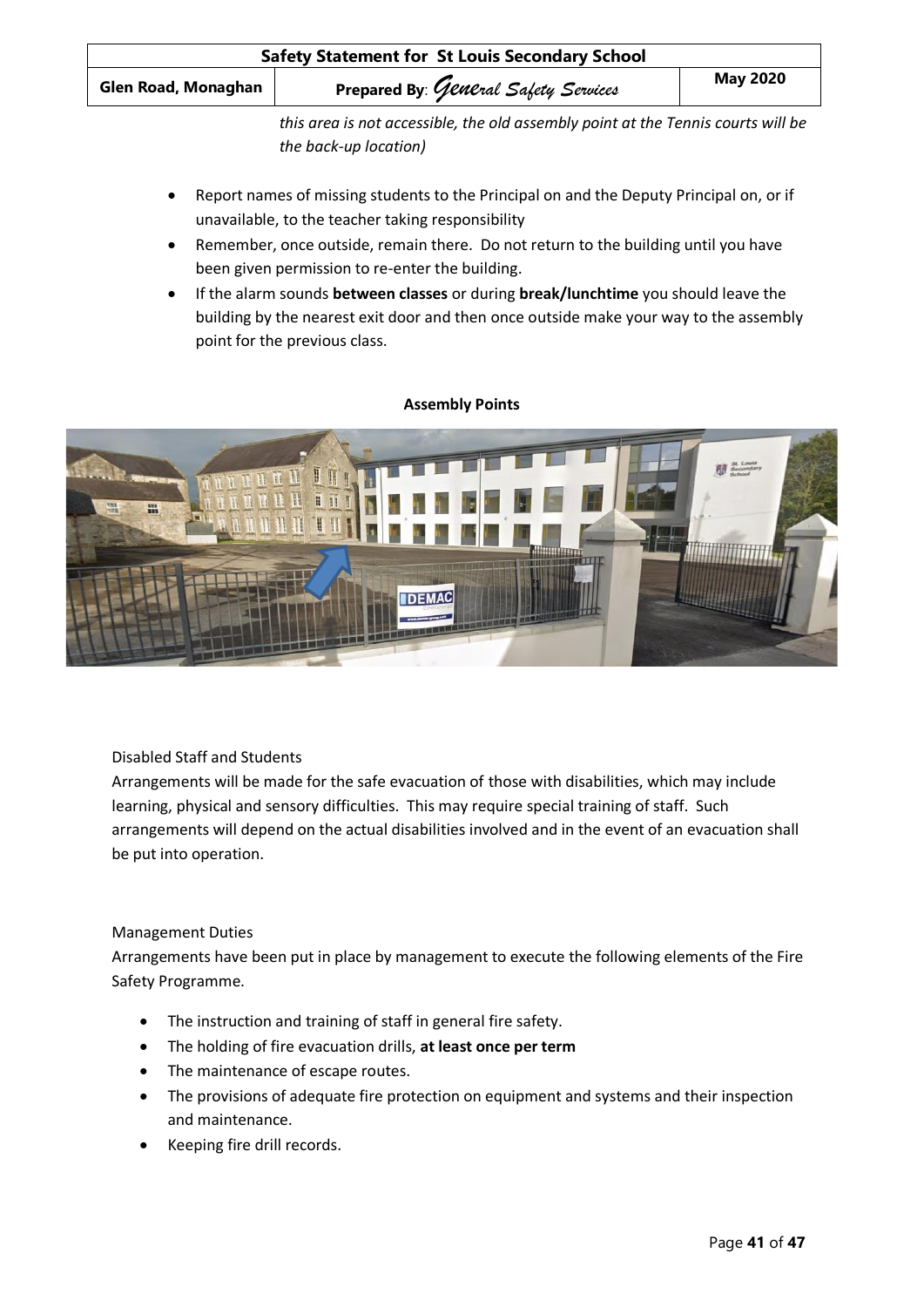*this area is not accessible, the old assembly point at the Tennis courts will be the back-up location)*

- Report names of missing students to the Principal on and the Deputy Principal on, or if unavailable, to the teacher taking responsibility
- Remember, once outside, remain there. Do not return to the building until you have been given permission to re-enter the building.
- If the alarm sounds **between classes** or during **break/lunchtime** you should leave the building by the nearest exit door and then once outside make your way to the assembly point for the previous class.

**Assembly Points**

Disabled Staff and Students

Arrangements will be made for the safe evacuation of those with disabilities, which may include learning, physical and sensory difficulties. This may require special training of staff. Such arrangements will depend on the actual disabilities involved and in the event of an evacuation shall be put into operation.

Management Duties

Arrangements have been put in place by management to execute the following elements of the Fire Safety Programme.

- The instruction and training of staff in general fire safety.
- The holding of fire evacuation drills, **at least once per term**
- The maintenance of escape routes.
- The provisions of adequate fire protection on equipment and systems and their inspection and maintenance.
- Keeping fire drill records.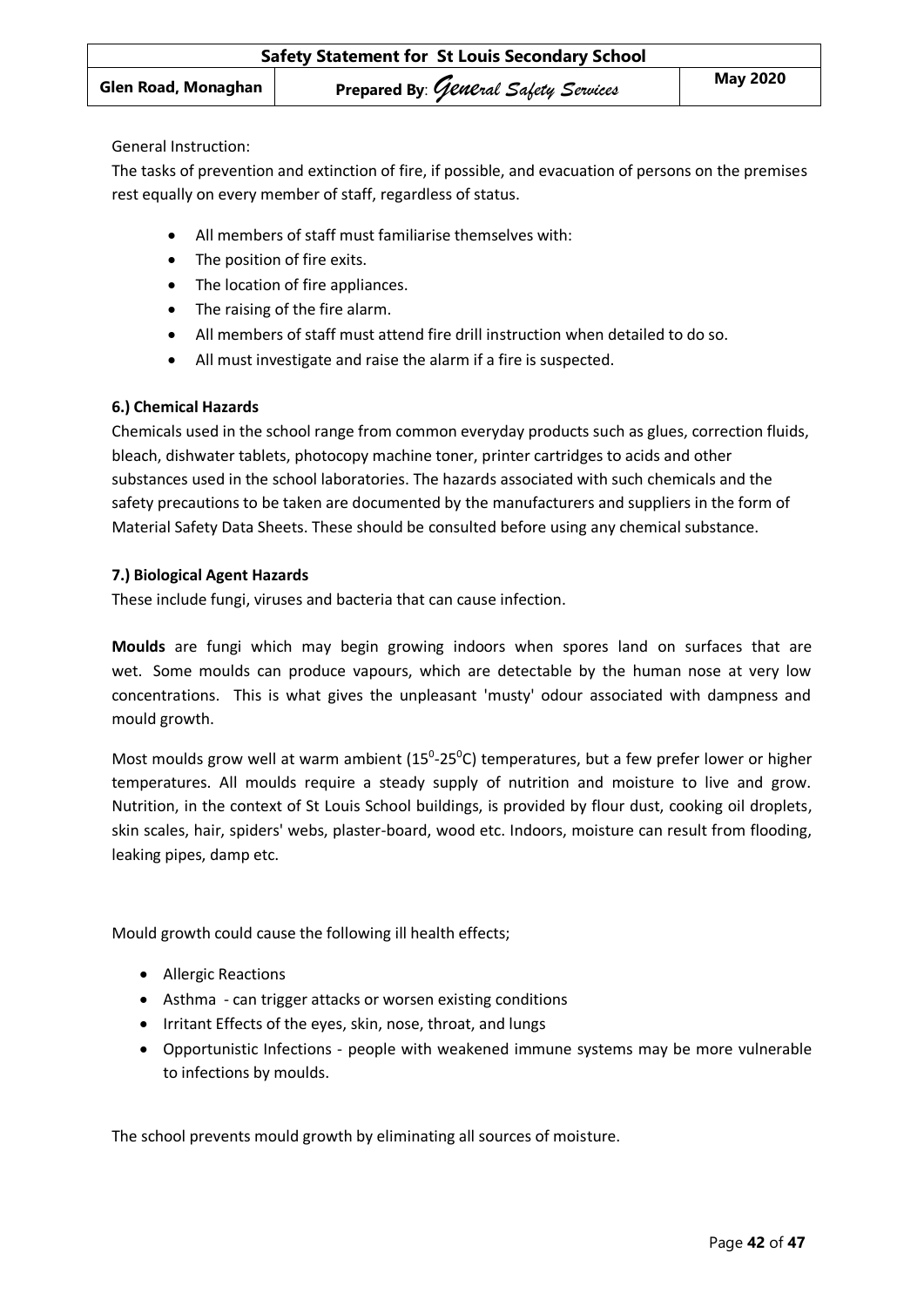General Instruction:

The tasks of prevention and extinction of fire, if possible, and evacuation of persons on the premises rest equally on every member of staff, regardless of status.

- All members of staff must familiarise themselves with:
- The position of fire exits.
- The location of fire appliances.
- The raising of the fire alarm.
- All members of staff must attend fire drill instruction when detailed to do so.
- All must investigate and raise the alarm if a fire is suspected.

**6.) Chemical Hazards**

Chemicals used in the school range from common everyday products such as glues, correction fluids, bleach, dishwater tablets, photocopy machine toner, printer cartridges to acids and other substances used in the school laboratories. The hazards associated with such chemicals and the safety precautions to be taken are documented by the manufacturers and suppliers in the form of Material Safety Data Sheets. These should be consulted before using any chemical substance.

**7.) Biological Agent Hazards**

These include fungi, viruses and bacteria that can cause infection.

**Moulds** are fungi which may begin growing indoors when spores land on surfaces that are wet. Some moulds can produce vapours, which are detectable by the human nose at very low concentrations. This is what gives the unpleasant 'musty' odour associated with dampness and mould growth.

Most moulds grow well at warm ambient ($15^0$-$25^0$C) temperatures, but a few prefer lower or higher temperatures. All moulds require a steady supply of nutrition and moisture to live and grow. Nutrition, in the context of St Louis School buildings, is provided by flour dust, cooking oil droplets, skin scales, hair, spiders' webs, plaster-board, wood etc. Indoors, moisture can result from flooding, leaking pipes, damp etc.

Mould growth could cause the following ill health effects;

- Allergic Reactions
- Asthma - can trigger attacks or worsen existing conditions
- Irritant Effects of the eyes, skin, nose, throat, and lungs
- Opportunistic Infections - people with weakened immune systems may be more vulnerable to infections by moulds.

The school prevents mould growth by eliminating all sources of moisture.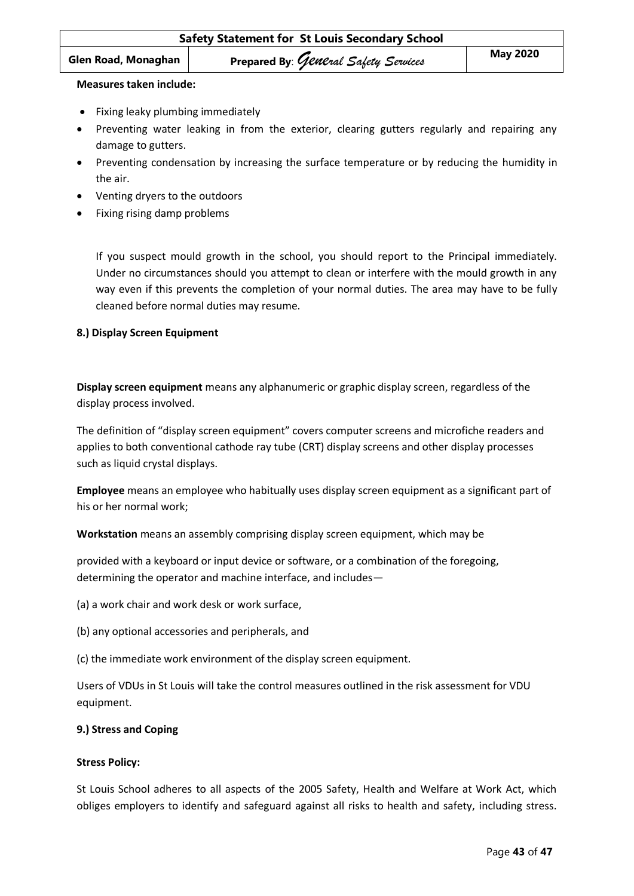**Measures taken include:**

- Fixing leaky plumbing immediately
- Preventing water leaking in from the exterior, clearing gutters regularly and repairing any damage to gutters.
- Preventing condensation by increasing the surface temperature or by reducing the humidity in the air.
- Venting dryers to the outdoors
- Fixing rising damp problems

If you suspect mould growth in the school, you should report to the Principal immediately. Under no circumstances should you attempt to clean or interfere with the mould growth in any way even if this prevents the completion of your normal duties. The area may have to be fully cleaned before normal duties may resume.

### 8.) Display Screen Equipment

**Display screen equipment** means any alphanumeric or graphic display screen, regardless of the display process involved.

The definition of "display screen equipment" covers computer screens and microfiche readers and applies to both conventional cathode ray tube (CRT) display screens and other display processes such as liquid crystal displays.

**Employee** means an employee who habitually uses display screen equipment as a significant part of his or her normal work;

**Workstation** means an assembly comprising display screen equipment, which may be

provided with a keyboard or input device or software, or a combination of the foregoing, determining the operator and machine interface, and includes—

(a) a work chair and work desk or work surface,

(b) any optional accessories and peripherals, and

(c) the immediate work environment of the display screen equipment.

Users of VDUs in St Louis will take the control measures outlined in the risk assessment for VDU equipment.

### 9.) Stress and Coping

**Stress Policy:**

St Louis School adheres to all aspects of the 2005 Safety, Health and Welfare at Work Act, which obliges employers to identify and safeguard against all risks to health and safety, including stress.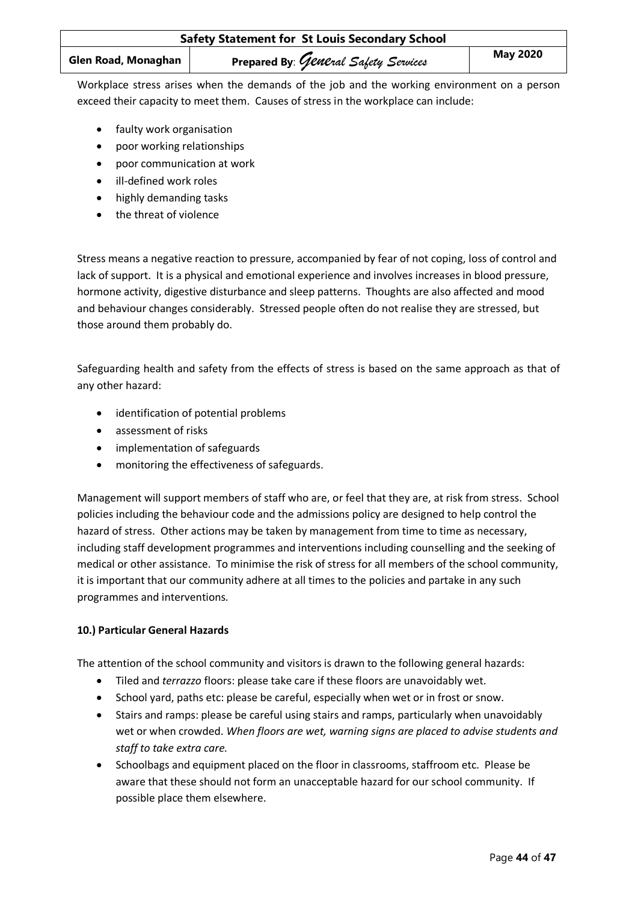Workplace stress arises when the demands of the job and the working environment on a person exceed their capacity to meet them. Causes of stress in the workplace can include:

- faulty work organisation
- poor working relationships
- poor communication at work
- ill-defined work roles
- highly demanding tasks
- the threat of violence

Stress means a negative reaction to pressure, accompanied by fear of not coping, loss of control and lack of support. It is a physical and emotional experience and involves increases in blood pressure, hormone activity, digestive disturbance and sleep patterns. Thoughts are also affected and mood and behaviour changes considerably. Stressed people often do not realise they are stressed, but those around them probably do.

Safeguarding health and safety from the effects of stress is based on the same approach as that of any other hazard:

- identification of potential problems
- assessment of risks
- implementation of safeguards
- monitoring the effectiveness of safeguards.

Management will support members of staff who are, or feel that they are, at risk from stress. School policies including the behaviour code and the admissions policy are designed to help control the hazard of stress. Other actions may be taken by management from time to time as necessary, including staff development programmes and interventions including counselling and the seeking of medical or other assistance. To minimise the risk of stress for all members of the school community, it is important that our community adhere at all times to the policies and partake in any such programmes and interventions.

**10.) Particular General Hazards**

The attention of the school community and visitors is drawn to the following general hazards:

- Tiled and *terrazzo* floors: please take care if these floors are unavoidably wet.
- School yard, paths etc: please be careful, especially when wet or in frost or snow.
- Stairs and ramps: please be careful using stairs and ramps, particularly when unavoidably wet or when crowded. *When floors are wet, warning signs are placed to advise students and staff to take extra care.*
- Schoolbags and equipment placed on the floor in classrooms, staffroom etc. Please be aware that these should not form an unacceptable hazard for our school community. If possible place them elsewhere.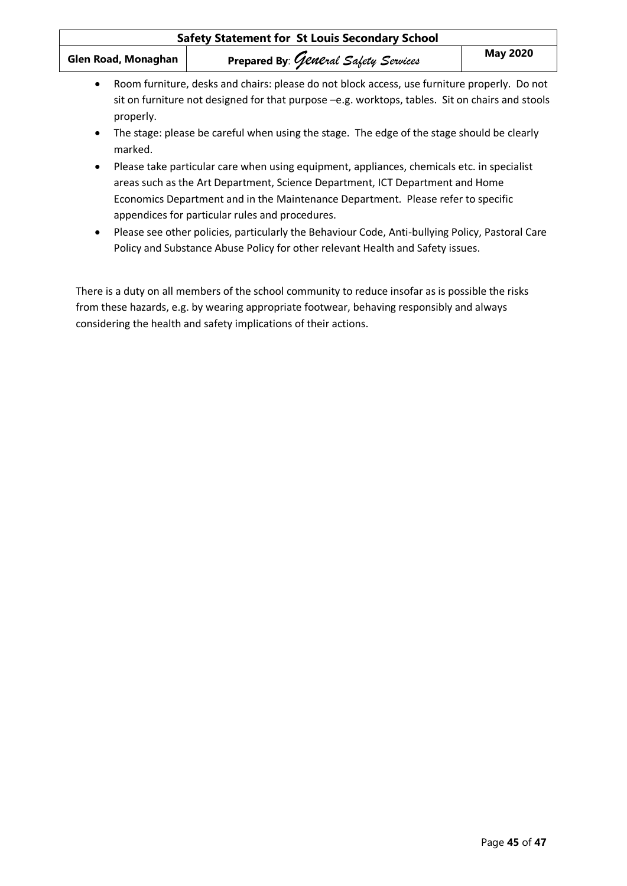- Room furniture, desks and chairs: please do not block access, use furniture properly. Do not sit on furniture not designed for that purpose –e.g. worktops, tables. Sit on chairs and stools properly.
- The stage: please be careful when using the stage. The edge of the stage should be clearly marked.
- Please take particular care when using equipment, appliances, chemicals etc. in specialist areas such as the Art Department, Science Department, ICT Department and Home Economics Department and in the Maintenance Department. Please refer to specific appendices for particular rules and procedures.
- Please see other policies, particularly the Behaviour Code, Anti-bullying Policy, Pastoral Care Policy and Substance Abuse Policy for other relevant Health and Safety issues.

There is a duty on all members of the school community to reduce insofar as is possible the risks from these hazards, e.g. by wearing appropriate footwear, behaving responsibly and always considering the health and safety implications of their actions.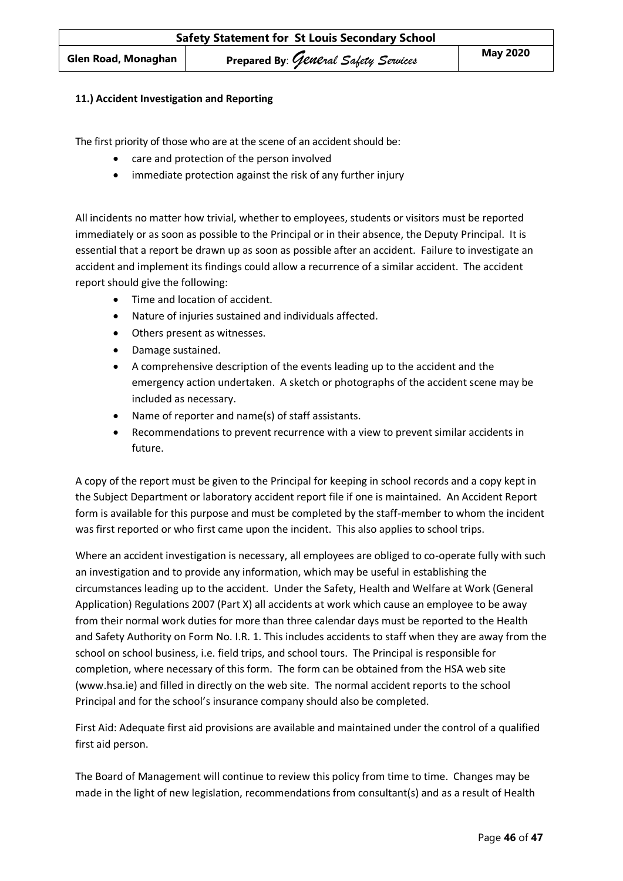### 11.) Accident Investigation and Reporting

The first priority of those who are at the scene of an accident should be:

- care and protection of the person involved
- immediate protection against the risk of any further injury

All incidents no matter how trivial, whether to employees, students or visitors must be reported immediately or as soon as possible to the Principal or in their absence, the Deputy Principal. It is essential that a report be drawn up as soon as possible after an accident. Failure to investigate an accident and implement its findings could allow a recurrence of a similar accident. The accident report should give the following:

- Time and location of accident.
- Nature of injuries sustained and individuals affected.
- Others present as witnesses.
- Damage sustained.
- A comprehensive description of the events leading up to the accident and the emergency action undertaken. A sketch or photographs of the accident scene may be included as necessary.
- Name of reporter and name(s) of staff assistants.
- Recommendations to prevent recurrence with a view to prevent similar accidents in future.

A copy of the report must be given to the Principal for keeping in school records and a copy kept in the Subject Department or laboratory accident report file if one is maintained. An Accident Report form is available for this purpose and must be completed by the staff-member to whom the incident was first reported or who first came upon the incident. This also applies to school trips.

Where an accident investigation is necessary, all employees are obliged to co-operate fully with such an investigation and to provide any information, which may be useful in establishing the circumstances leading up to the accident. Under the Safety, Health and Welfare at Work (General Application) Regulations 2007 (Part X) all accidents at work which cause an employee to be away from their normal work duties for more than three calendar days must be reported to the Health and Safety Authority on Form No. I.R. 1. This includes accidents to staff when they are away from the school on school business, i.e. field trips, and school tours. The Principal is responsible for completion, where necessary of this form. The form can be obtained from the HSA web site (www.hsa.ie) and filled in directly on the web site. The normal accident reports to the school Principal and for the school's insurance company should also be completed.

First Aid: Adequate first aid provisions are available and maintained under the control of a qualified first aid person.

The Board of Management will continue to review this policy from time to time. Changes may be made in the light of new legislation, recommendations from consultant(s) and as a result of Health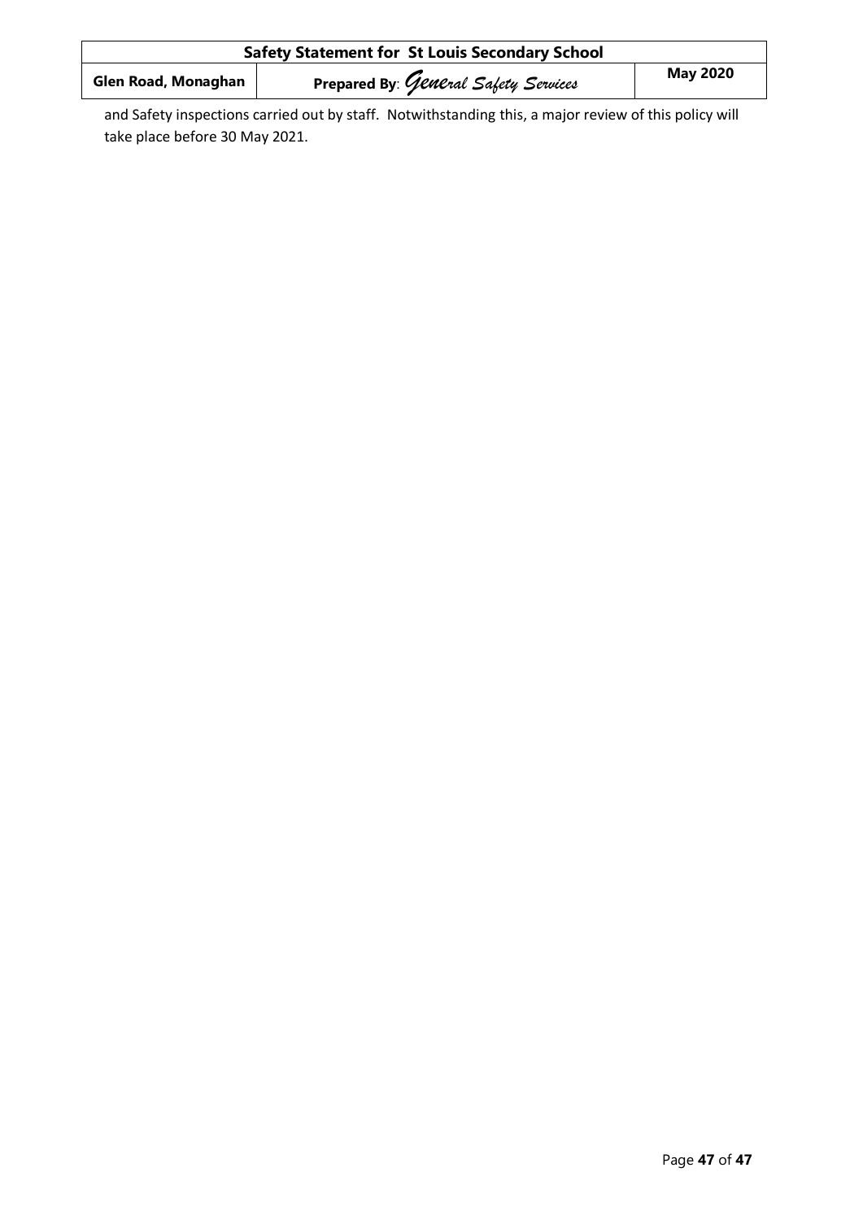and Safety inspections carried out by staff. Notwithstanding this, a major review of this policy will take place before 30 May 2021.